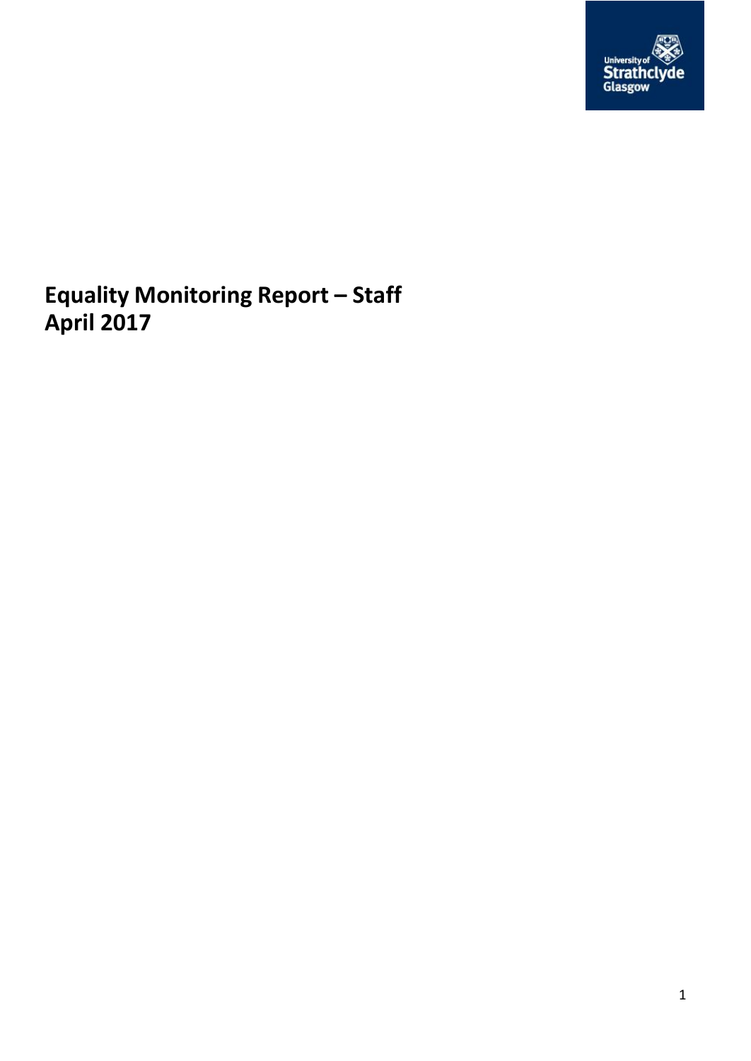# Equality Monitoring Report – Staff
# April 2017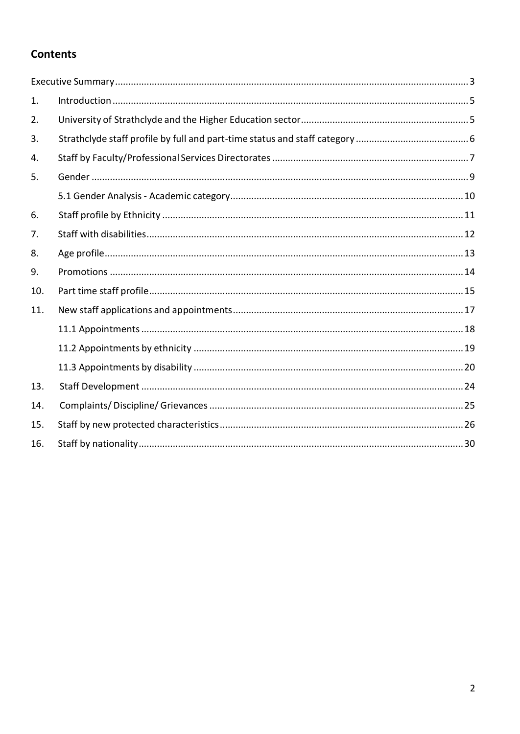## Contents

Executive Summary ..... 3

1. Introduction ..... 5
2. University of Strathclyde and the Higher Education sector ..... 5
3. Strathclyde staff profile by full and part-time status and staff category ..... 6
4. Staff by Faculty/Professional Services Directorates ..... 7
5. Gender ..... 9
   - 5.1 Gender Analysis - Academic category ..... 10
6. Staff profile by Ethnicity ..... 11
7. Staff with disabilities ..... 12
8. Age profile ..... 13
9. Promotions ..... 14
10. Part time staff profile ..... 15
11. New staff applications and appointments ..... 17
    - 11.1 Appointments ..... 18
    - 11.2 Appointments by ethnicity ..... 19
    - 11.3 Appointments by disability ..... 20

13. Staff Development ..... 24
14. Complaints/ Discipline/ Grievances ..... 25
15. Staff by new protected characteristics ..... 26
16. Staff by nationality ..... 30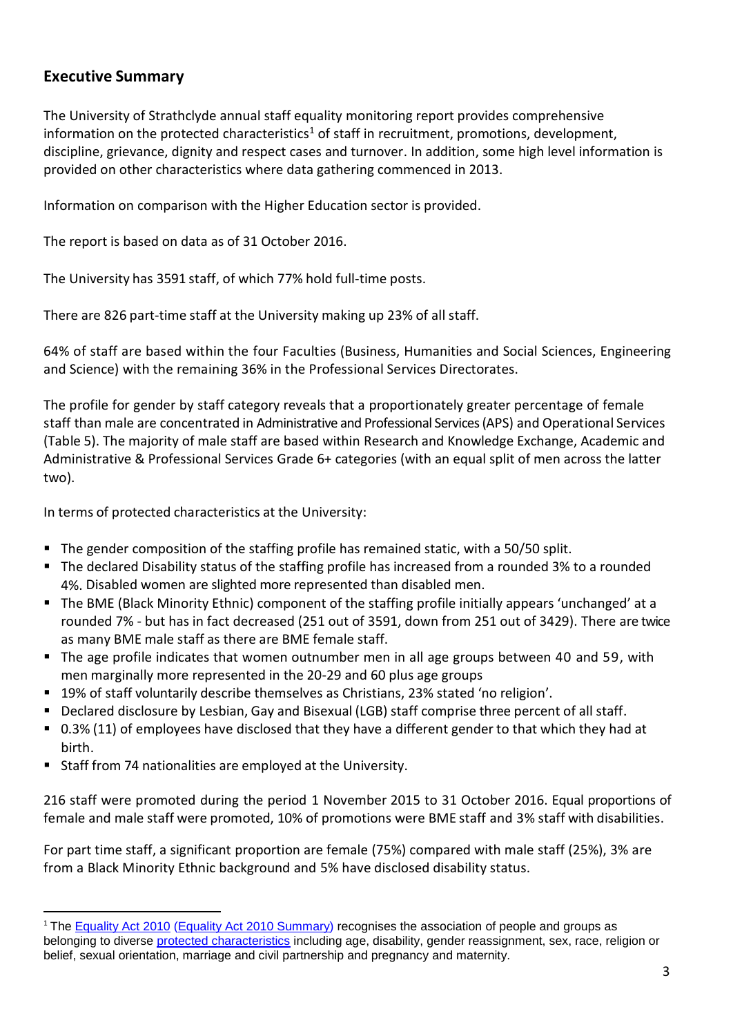## Executive Summary

The University of Strathclyde annual staff equality monitoring report provides comprehensive information on the protected characteristics[1] of staff in recruitment, promotions, development, discipline, grievance, dignity and respect cases and turnover. In addition, some high level information is provided on other characteristics where data gathering commenced in 2013.

Information on comparison with the Higher Education sector is provided.

The report is based on data as of 31 October 2016.

The University has 3591 staff, of which 77% hold full-time posts.

There are 826 part-time staff at the University making up 23% of all staff.

64% of staff are based within the four Faculties (Business, Humanities and Social Sciences, Engineering and Science) with the remaining 36% in the Professional Services Directorates.

The profile for gender by staff category reveals that a proportionately greater percentage of female staff than male are concentrated in Administrative and Professional Services (APS) and Operational Services (Table 5). The majority of male staff are based within Research and Knowledge Exchange, Academic and Administrative & Professional Services Grade 6+ categories (with an equal split of men across the latter two).

In terms of protected characteristics at the University:

- The gender composition of the staffing profile has remained static, with a 50/50 split.
- The declared Disability status of the staffing profile has increased from a rounded 3% to a rounded 4%. Disabled women are slighted more represented than disabled men.
- The BME (Black Minority Ethnic) component of the staffing profile initially appears 'unchanged' at a rounded 7% - but has in fact decreased (251 out of 3591, down from 251 out of 3429). There are twice as many BME male staff as there are BME female staff.
- The age profile indicates that women outnumber men in all age groups between 40 and 59, with men marginally more represented in the 20-29 and 60 plus age groups
- 19% of staff voluntarily describe themselves as Christians, 23% stated 'no religion'.
- Declared disclosure by Lesbian, Gay and Bisexual (LGB) staff comprise three percent of all staff.
- 0.3% (11) of employees have disclosed that they have a different gender to that which they had at birth.
- Staff from 74 nationalities are employed at the University.

216 staff were promoted during the period 1 November 2015 to 31 October 2016. Equal proportions of female and male staff were promoted, 10% of promotions were BME staff and 3% staff with disabilities.

For part time staff, a significant proportion are female (75%) compared with male staff (25%), 3% are from a Black Minority Ethnic background and 5% have disclosed disability status.

---

[1] The Equality Act 2010 (Equality Act 2010 Summary) recognises the association of people and groups as belonging to diverse protected characteristics including age, disability, gender reassignment, sex, race, religion or belief, sexual orientation, marriage and civil partnership and pregnancy and maternity.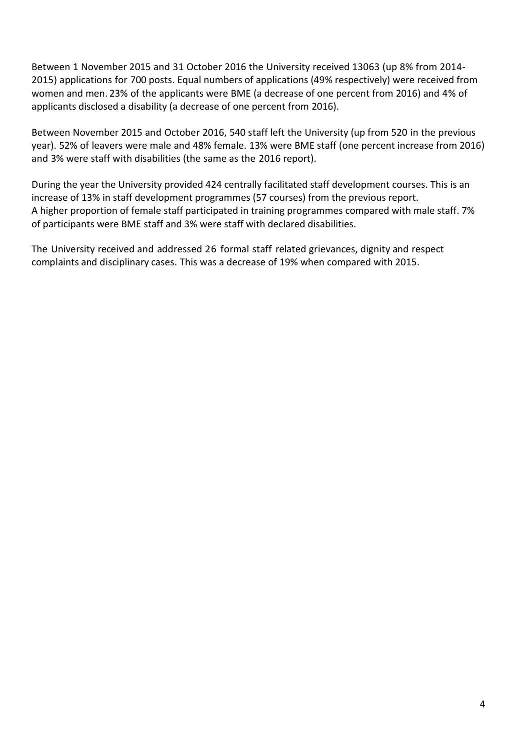Between 1 November 2015 and 31 October 2016 the University received 13063 (up 8% from 2014-2015) applications for 700 posts. Equal numbers of applications (49% respectively) were received from women and men. 23% of the applicants were BME (a decrease of one percent from 2016) and 4% of applicants disclosed a disability (a decrease of one percent from 2016).

Between November 2015 and October 2016, 540 staff left the University (up from 520 in the previous year). 52% of leavers were male and 48% female. 13% were BME staff (one percent increase from 2016) and 3% were staff with disabilities (the same as the 2016 report).

During the year the University provided 424 centrally facilitated staff development courses. This is an increase of 13% in staff development programmes (57 courses) from the previous report.
A higher proportion of female staff participated in training programmes compared with male staff. 7% of participants were BME staff and 3% were staff with declared disabilities.

The University received and addressed 26 formal staff related grievances, dignity and respect complaints and disciplinary cases. This was a decrease of 19% when compared with 2015.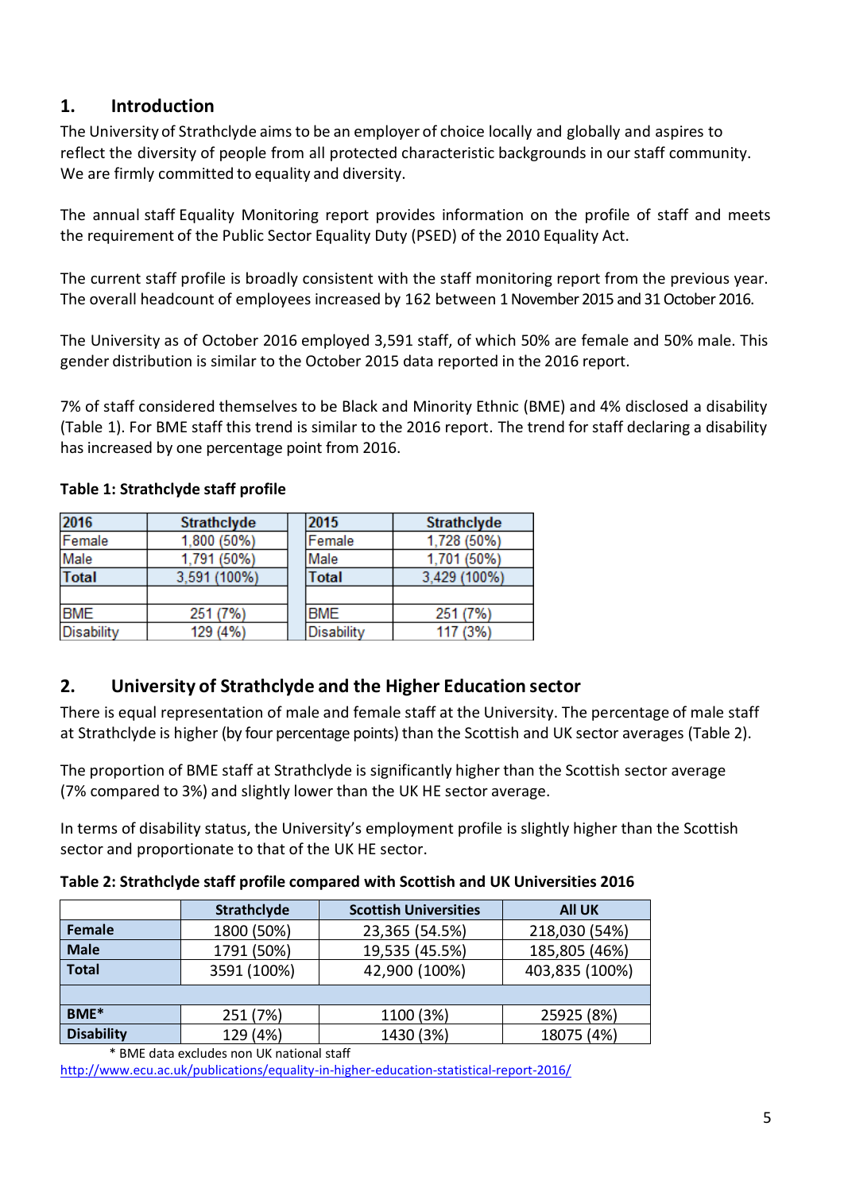## 1. Introduction

The University of Strathclyde aims to be an employer of choice locally and globally and aspires to reflect the diversity of people from all protected characteristic backgrounds in our staff community. We are firmly committed to equality and diversity.

The annual staff Equality Monitoring report provides information on the profile of staff and meets the requirement of the Public Sector Equality Duty (PSED) of the 2010 Equality Act.

The current staff profile is broadly consistent with the staff monitoring report from the previous year. The overall headcount of employees increased by 162 between 1 November 2015 and 31 October 2016.

The University as of October 2016 employed 3,591 staff, of which 50% are female and 50% male. This gender distribution is similar to the October 2015 data reported in the 2016 report.

7% of staff considered themselves to be Black and Minority Ethnic (BME) and 4% disclosed a disability (Table 1). For BME staff this trend is similar to the 2016 report. The trend for staff declaring a disability has increased by one percentage point from 2016.

**Table 1: Strathclyde staff profile**

| 2016 | Strathclyde | 2015 | Strathclyde |
|---|---|---|---|
| Female | 1,800 (50%) | Female | 1,728 (50%) |
| Male | 1,791 (50%) | Male | 1,701 (50%) |
| **Total** | 3,591 (100%) | **Total** | 3,429 (100%) |
| | | | |
| BME | 251 (7%) | BME | 251 (7%) |
| Disability | 129 (4%) | Disability | 117 (3%) |

## 2. University of Strathclyde and the Higher Education sector

There is equal representation of male and female staff at the University. The percentage of male staff at Strathclyde is higher (by four percentage points) than the Scottish and UK sector averages (Table 2).

The proportion of BME staff at Strathclyde is significantly higher than the Scottish sector average (7% compared to 3%) and slightly lower than the UK HE sector average.

In terms of disability status, the University's employment profile is slightly higher than the Scottish sector and proportionate to that of the UK HE sector.

**Table 2: Strathclyde staff profile compared with Scottish and UK Universities 2016**

| | Strathclyde | Scottish Universities | All UK |
|---|---|---|---|
| **Female** | 1800 (50%) | 23,365 (54.5%) | 218,030 (54%) |
| **Male** | 1791 (50%) | 19,535 (45.5%) | 185,805 (46%) |
| **Total** | 3591 (100%) | 42,900 (100%) | 403,835 (100%) |
| | | | |
| **BME*** | 251 (7%) | 1100 (3%) | 25925 (8%) |
| **Disability** | 129 (4%) | 1430 (3%) | 18075 (4%) |

\* BME data excludes non UK national staff

http://www.ecu.ac.uk/publications/equality-in-higher-education-statistical-report-2016/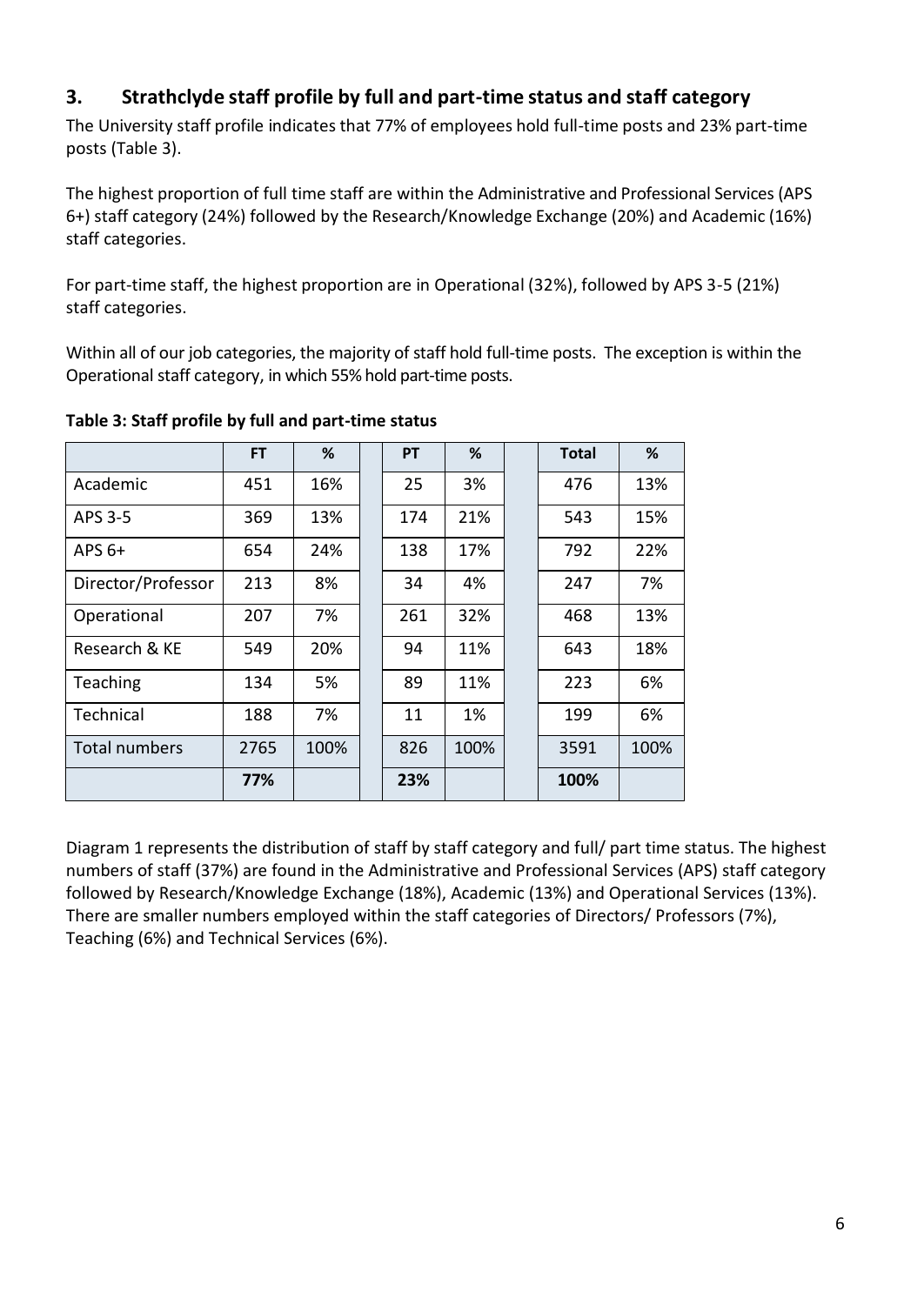## 3. Strathclyde staff profile by full and part-time status and staff category

The University staff profile indicates that 77% of employees hold full-time posts and 23% part-time posts (Table 3).

The highest proportion of full time staff are within the Administrative and Professional Services (APS 6+) staff category (24%) followed by the Research/Knowledge Exchange (20%) and Academic (16%) staff categories.

For part-time staff, the highest proportion are in Operational (32%), followed by APS 3-5 (21%) staff categories.

Within all of our job categories, the majority of staff hold full-time posts. The exception is within the Operational staff category, in which 55% hold part-time posts.

**Table 3: Staff profile by full and part-time status**

| | FT | % | PT | % | Total | % |
|---|---|---|---|---|---|---|
| Academic | 451 | 16% | 25 | 3% | 476 | 13% |
| APS 3-5 | 369 | 13% | 174 | 21% | 543 | 15% |
| APS 6+ | 654 | 24% | 138 | 17% | 792 | 22% |
| Director/Professor | 213 | 8% | 34 | 4% | 247 | 7% |
| Operational | 207 | 7% | 261 | 32% | 468 | 13% |
| Research & KE | 549 | 20% | 94 | 11% | 643 | 18% |
| Teaching | 134 | 5% | 89 | 11% | 223 | 6% |
| Technical | 188 | 7% | 11 | 1% | 199 | 6% |
| Total numbers | 2765 | 100% | 826 | 100% | 3591 | 100% |
| | **77%** | | **23%** | | **100%** | |

Diagram 1 represents the distribution of staff by staff category and full/ part time status. The highest numbers of staff (37%) are found in the Administrative and Professional Services (APS) staff category followed by Research/Knowledge Exchange (18%), Academic (13%) and Operational Services (13%). There are smaller numbers employed within the staff categories of Directors/ Professors (7%), Teaching (6%) and Technical Services (6%).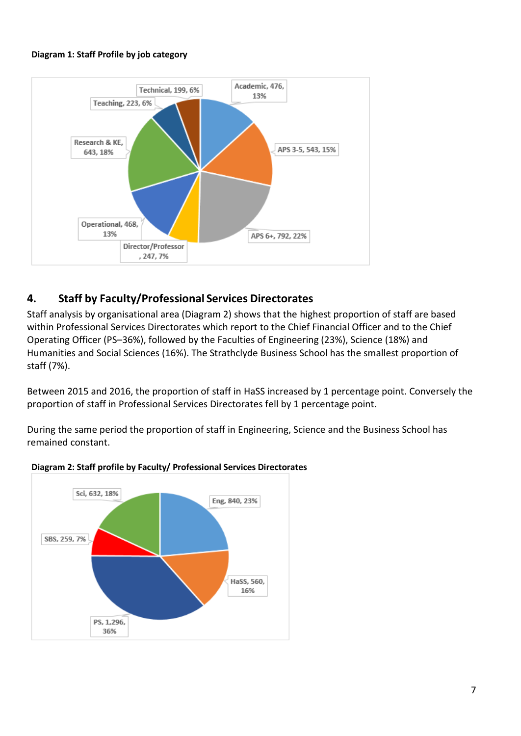**Diagram 1: Staff Profile by job category**

Academic, 476, 13%

APS 3-5, 543, 15%

APS 6+, 792, 22%

Director/Professor, 247, 7%

Operational, 468, 13%

Research & KE, 643, 18%

Teaching, 223, 6%

Technical, 199, 6%

## 4. Staff by Faculty/Professional Services Directorates

Staff analysis by organisational area (Diagram 2) shows that the highest proportion of staff are based within Professional Services Directorates which report to the Chief Financial Officer and to the Chief Operating Officer (PS–36%), followed by the Faculties of Engineering (23%), Science (18%) and Humanities and Social Sciences (16%). The Strathclyde Business School has the smallest proportion of staff (7%).

Between 2015 and 2016, the proportion of staff in HaSS increased by 1 percentage point. Conversely the proportion of staff in Professional Services Directorates fell by 1 percentage point.

During the same period the proportion of staff in Engineering, Science and the Business School has remained constant.

**Diagram 2: Staff profile by Faculty/ Professional Services Directorates**

Eng, 840, 23%

HaSS, 560, 16%

PS, 1,296, 36%

SBS, 259, 7%

Sci, 632, 18%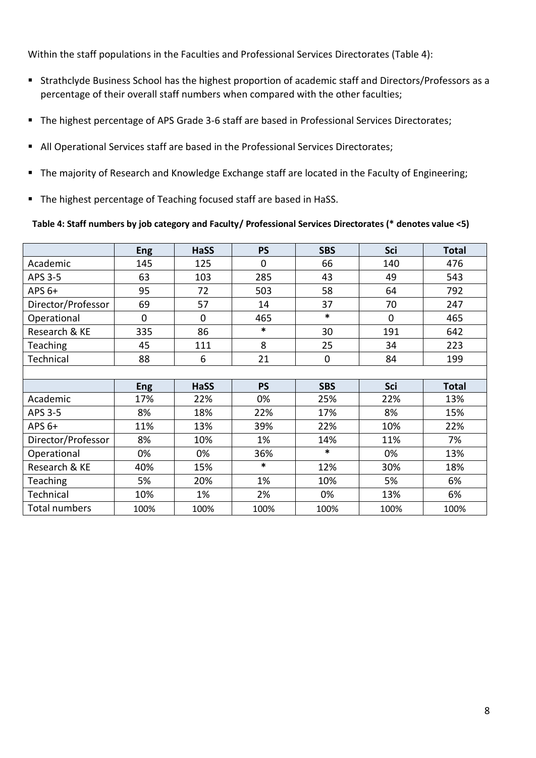Within the staff populations in the Faculties and Professional Services Directorates (Table 4):

- Strathclyde Business School has the highest proportion of academic staff and Directors/Professors as a percentage of their overall staff numbers when compared with the other faculties;
- The highest percentage of APS Grade 3-6 staff are based in Professional Services Directorates;
- All Operational Services staff are based in the Professional Services Directorates;
- The majority of Research and Knowledge Exchange staff are located in the Faculty of Engineering;
- The highest percentage of Teaching focused staff are based in HaSS.

**Table 4: Staff numbers by job category and Faculty/ Professional Services Directorates (* denotes value <5)**

| | Eng | HaSS | PS | SBS | Sci | Total |
|---|---|---|---|---|---|---|
| Academic | 145 | 125 | 0 | 66 | 140 | 476 |
| APS 3-5 | 63 | 103 | 285 | 43 | 49 | 543 |
| APS 6+ | 95 | 72 | 503 | 58 | 64 | 792 |
| Director/Professor | 69 | 57 | 14 | 37 | 70 | 247 |
| Operational | 0 | 0 | 465 | * | 0 | 465 |
| Research & KE | 335 | 86 | * | 30 | 191 | 642 |
| Teaching | 45 | 111 | 8 | 25 | 34 | 223 |
| Technical | 88 | 6 | 21 | 0 | 84 | 199 |
| | | | | | | |
| | **Eng** | **HaSS** | **PS** | **SBS** | **Sci** | **Total** |
| Academic | 17% | 22% | 0% | 25% | 22% | 13% |
| APS 3-5 | 8% | 18% | 22% | 17% | 8% | 15% |
| APS 6+ | 11% | 13% | 39% | 22% | 10% | 22% |
| Director/Professor | 8% | 10% | 1% | 14% | 11% | 7% |
| Operational | 0% | 0% | 36% | * | 0% | 13% |
| Research & KE | 40% | 15% | * | 12% | 30% | 18% |
| Teaching | 5% | 20% | 1% | 10% | 5% | 6% |
| Technical | 10% | 1% | 2% | 0% | 13% | 6% |
| Total numbers | 100% | 100% | 100% | 100% | 100% | 100% |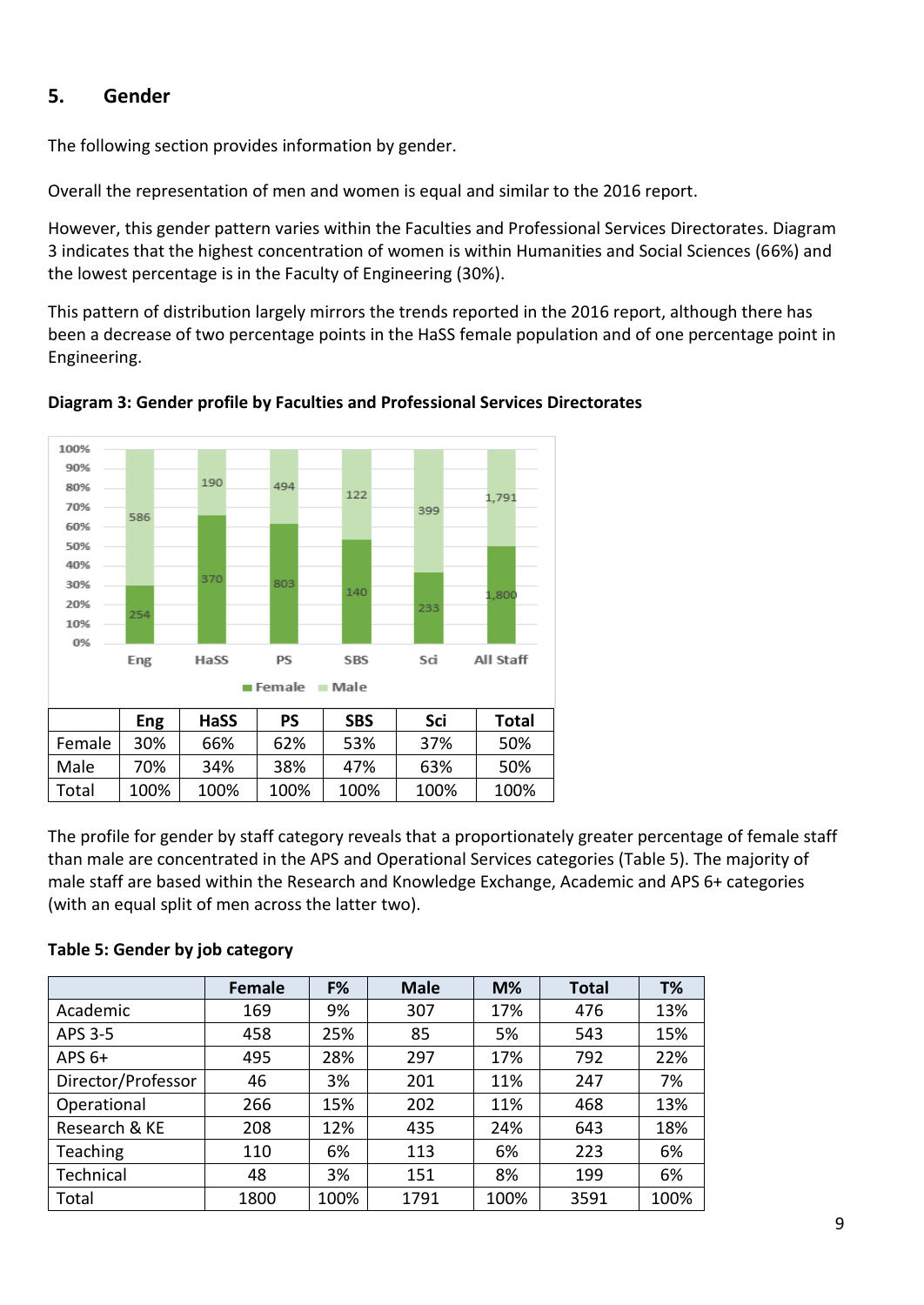## 5. Gender

The following section provides information by gender.

Overall the representation of men and women is equal and similar to the 2016 report.

However, this gender pattern varies within the Faculties and Professional Services Directorates. Diagram 3 indicates that the highest concentration of women is within Humanities and Social Sciences (66%) and the lowest percentage is in the Faculty of Engineering (30%).

This pattern of distribution largely mirrors the trends reported in the 2016 report, although there has been a decrease of two percentage points in the HaSS female population and of one percentage point in Engineering.

**Diagram 3: Gender profile by Faculties and Professional Services Directorates**

| | Eng | HaSS | PS | SBS | Sci | All Staff |
|---|---|---|---|---|---|---|
| Female | 254 | 370 | 803 | 140 | 233 | 1,800 |
| Male | 586 | 190 | 494 | 122 | 399 | 1,791 |

| | Eng | HaSS | PS | SBS | Sci | Total |
|---|---|---|---|---|---|---|
| Female | 30% | 66% | 62% | 53% | 37% | 50% |
| Male | 70% | 34% | 38% | 47% | 63% | 50% |
| Total | 100% | 100% | 100% | 100% | 100% | 100% |

The profile for gender by staff category reveals that a proportionately greater percentage of female staff than male are concentrated in the APS and Operational Services categories (Table 5). The majority of male staff are based within the Research and Knowledge Exchange, Academic and APS 6+ categories (with an equal split of men across the latter two).

**Table 5: Gender by job category**

| | Female | F% | Male | M% | Total | T% |
|---|---|---|---|---|---|---|
| Academic | 169 | 9% | 307 | 17% | 476 | 13% |
| APS 3-5 | 458 | 25% | 85 | 5% | 543 | 15% |
| APS 6+ | 495 | 28% | 297 | 17% | 792 | 22% |
| Director/Professor | 46 | 3% | 201 | 11% | 247 | 7% |
| Operational | 266 | 15% | 202 | 11% | 468 | 13% |
| Research & KE | 208 | 12% | 435 | 24% | 643 | 18% |
| Teaching | 110 | 6% | 113 | 6% | 223 | 6% |
| Technical | 48 | 3% | 151 | 8% | 199 | 6% |
| Total | 1800 | 100% | 1791 | 100% | 3591 | 100% |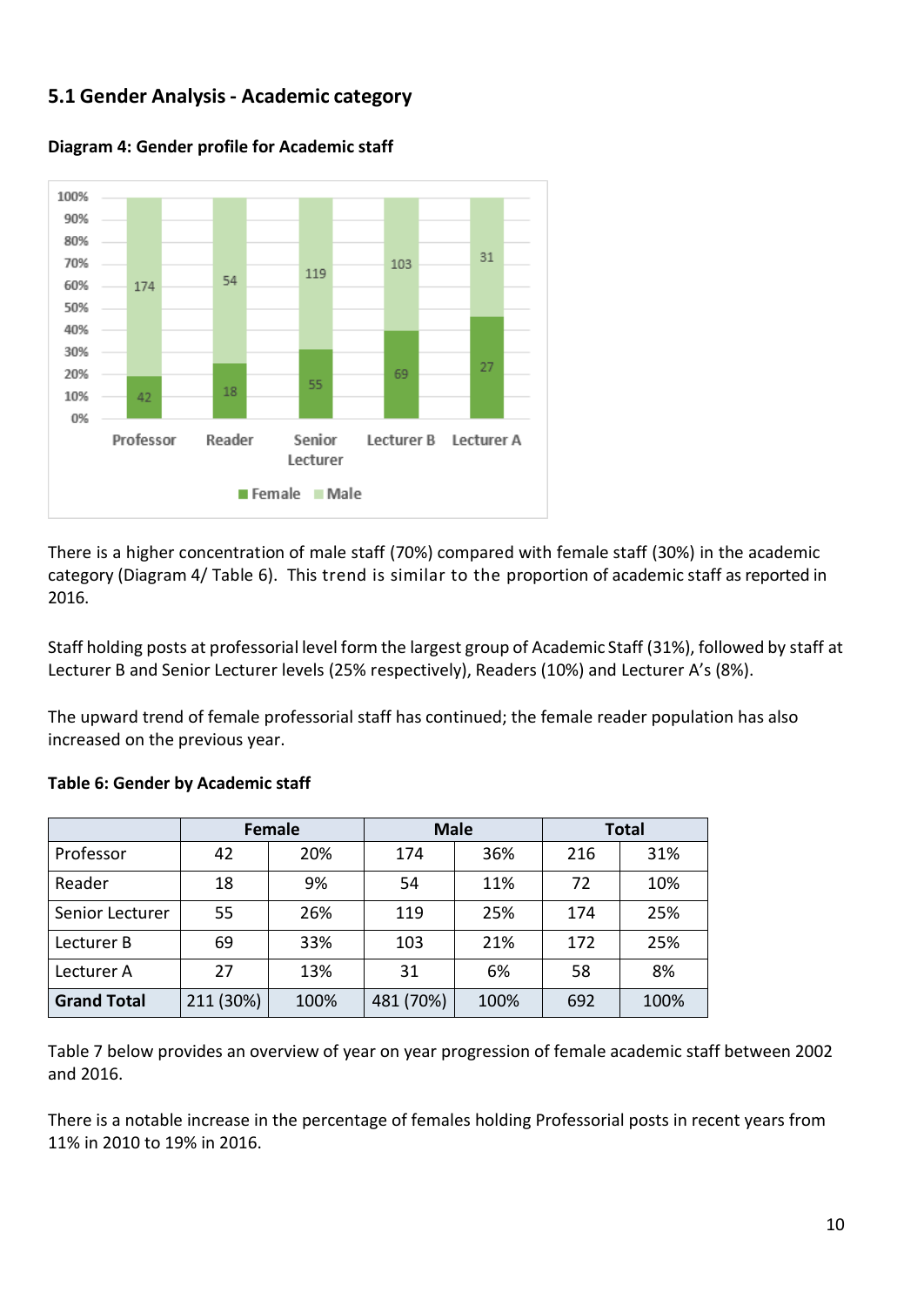## 5.1 Gender Analysis - Academic category

**Diagram 4: Gender profile for Academic staff**

There is a higher concentration of male staff (70%) compared with female staff (30%) in the academic category (Diagram 4/ Table 6). This trend is similar to the proportion of academic staff as reported in 2016.

Staff holding posts at professorial level form the largest group of Academic Staff (31%), followed by staff at Lecturer B and Senior Lecturer levels (25% respectively), Readers (10%) and Lecturer A's (8%).

The upward trend of female professorial staff has continued; the female reader population has also increased on the previous year.

**Table 6: Gender by Academic staff**

| | Female | | Male | | Total | |
|---|---|---|---|---|---|---|
| Professor | 42 | 20% | 174 | 36% | 216 | 31% |
| Reader | 18 | 9% | 54 | 11% | 72 | 10% |
| Senior Lecturer | 55 | 26% | 119 | 25% | 174 | 25% |
| Lecturer B | 69 | 33% | 103 | 21% | 172 | 25% |
| Lecturer A | 27 | 13% | 31 | 6% | 58 | 8% |
| **Grand Total** | 211 (30%) | 100% | 481 (70%) | 100% | 692 | 100% |

Table 7 below provides an overview of year on year progression of female academic staff between 2002 and 2016.

There is a notable increase in the percentage of females holding Professorial posts in recent years from 11% in 2010 to 19% in 2016.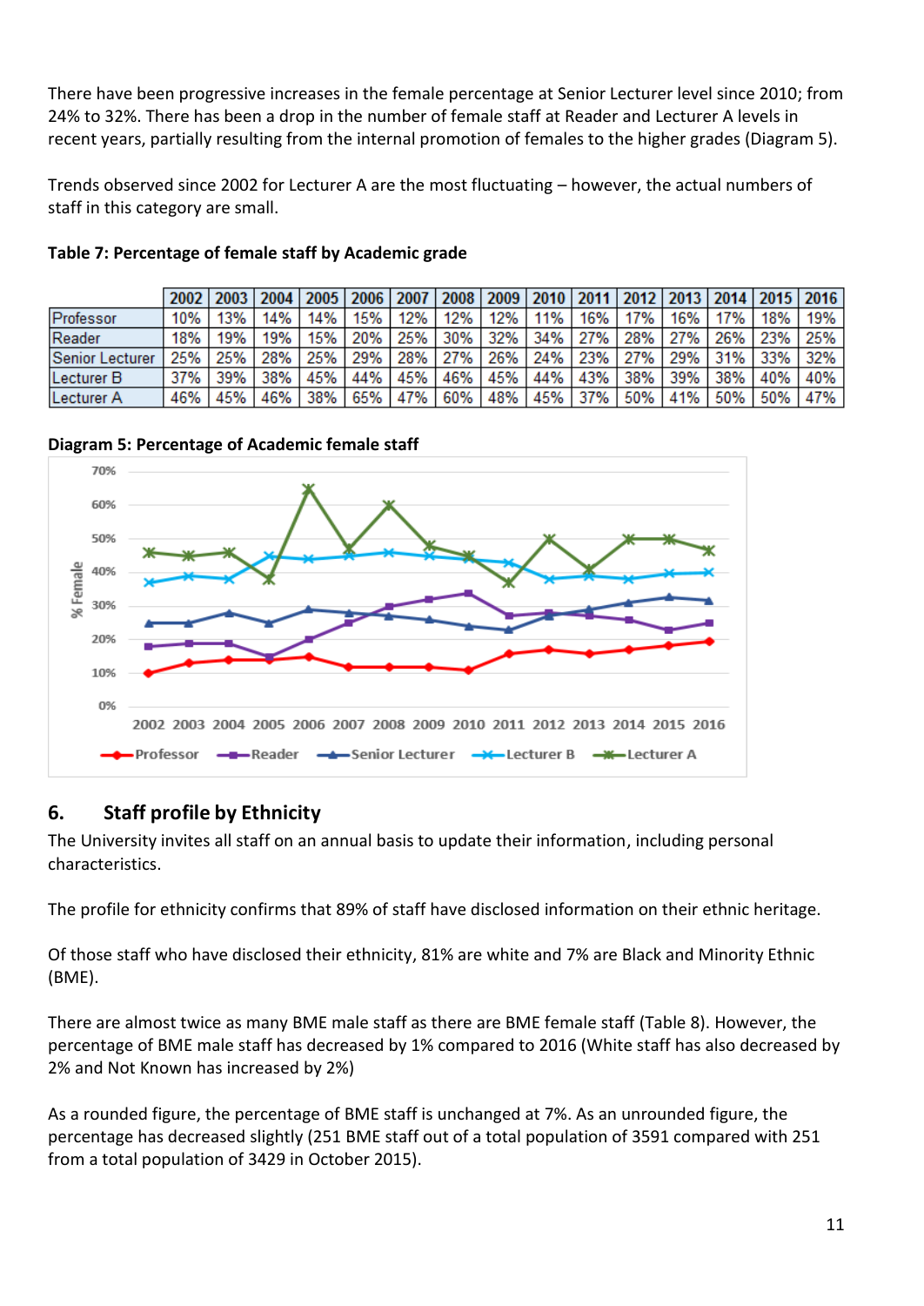There have been progressive increases in the female percentage at Senior Lecturer level since 2010; from 24% to 32%. There has been a drop in the number of female staff at Reader and Lecturer A levels in recent years, partially resulting from the internal promotion of females to the higher grades (Diagram 5).

Trends observed since 2002 for Lecturer A are the most fluctuating – however, the actual numbers of staff in this category are small.

**Table 7: Percentage of female staff by Academic grade**

| | 2002 | 2003 | 2004 | 2005 | 2006 | 2007 | 2008 | 2009 | 2010 | 2011 | 2012 | 2013 | 2014 | 2015 | 2016 |
|---|---|---|---|---|---|---|---|---|---|---|---|---|---|---|---|
| Professor | 10% | 13% | 14% | 14% | 15% | 12% | 12% | 12% | 11% | 16% | 17% | 16% | 17% | 18% | 19% |
| Reader | 18% | 19% | 19% | 15% | 20% | 25% | 30% | 32% | 34% | 27% | 28% | 27% | 26% | 23% | 25% |
| Senior Lecturer | 25% | 25% | 28% | 25% | 29% | 28% | 27% | 26% | 24% | 23% | 27% | 29% | 31% | 33% | 32% |
| Lecturer B | 37% | 39% | 38% | 45% | 44% | 45% | 46% | 45% | 44% | 43% | 38% | 39% | 38% | 40% | 40% |
| Lecturer A | 46% | 45% | 46% | 38% | 65% | 47% | 60% | 48% | 45% | 37% | 50% | 41% | 50% | 50% | 47% |

**Diagram 5: Percentage of Academic female staff**

## 6. Staff profile by Ethnicity

The University invites all staff on an annual basis to update their information, including personal characteristics.

The profile for ethnicity confirms that 89% of staff have disclosed information on their ethnic heritage.

Of those staff who have disclosed their ethnicity, 81% are white and 7% are Black and Minority Ethnic (BME).

There are almost twice as many BME male staff as there are BME female staff (Table 8). However, the percentage of BME male staff has decreased by 1% compared to 2016 (White staff has also decreased by 2% and Not Known has increased by 2%)

As a rounded figure, the percentage of BME staff is unchanged at 7%. As an unrounded figure, the percentage has decreased slightly (251 BME staff out of a total population of 3591 compared with 251 from a total population of 3429 in October 2015).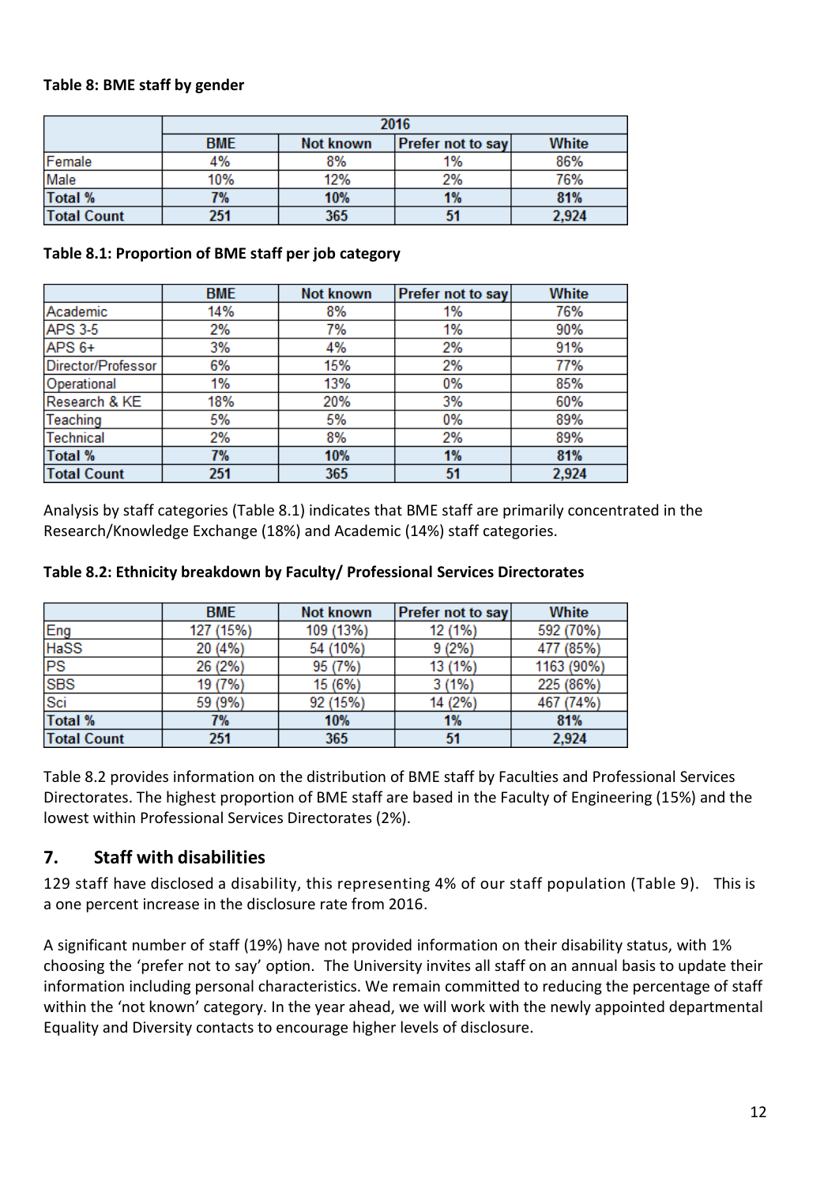**Table 8: BME staff by gender**

| | 2016 | | | |
|---|---|---|---|---|
| | BME | Not known | Prefer not to say | White |
| Female | 4% | 8% | 1% | 86% |
| Male | 10% | 12% | 2% | 76% |
| **Total %** | **7%** | **10%** | **1%** | **81%** |
| **Total Count** | **251** | **365** | **51** | **2,924** |

**Table 8.1: Proportion of BME staff per job category**

| | BME | Not known | Prefer not to say | White |
|---|---|---|---|---|
| Academic | 14% | 8% | 1% | 76% |
| APS 3-5 | 2% | 7% | 1% | 90% |
| APS 6+ | 3% | 4% | 2% | 91% |
| Director/Professor | 6% | 15% | 2% | 77% |
| Operational | 1% | 13% | 0% | 85% |
| Research & KE | 18% | 20% | 3% | 60% |
| Teaching | 5% | 5% | 0% | 89% |
| Technical | 2% | 8% | 2% | 89% |
| **Total %** | **7%** | **10%** | **1%** | **81%** |
| **Total Count** | **251** | **365** | **51** | **2,924** |

Analysis by staff categories (Table 8.1) indicates that BME staff are primarily concentrated in the Research/Knowledge Exchange (18%) and Academic (14%) staff categories.

**Table 8.2: Ethnicity breakdown by Faculty/ Professional Services Directorates**

| | BME | Not known | Prefer not to say | White |
|---|---|---|---|---|
| Eng | 127 (15%) | 109 (13%) | 12 (1%) | 592 (70%) |
| HaSS | 20 (4%) | 54 (10%) | 9 (2%) | 477 (85%) |
| PS | 26 (2%) | 95 (7%) | 13 (1%) | 1163 (90%) |
| SBS | 19 (7%) | 15 (6%) | 3 (1%) | 225 (86%) |
| Sci | 59 (9%) | 92 (15%) | 14 (2%) | 467 (74%) |
| **Total %** | **7%** | **10%** | **1%** | **81%** |
| **Total Count** | **251** | **365** | **51** | **2,924** |

Table 8.2 provides information on the distribution of BME staff by Faculties and Professional Services Directorates. The highest proportion of BME staff are based in the Faculty of Engineering (15%) and the lowest within Professional Services Directorates (2%).

## 7. Staff with disabilities

129 staff have disclosed a disability, this representing 4% of our staff population (Table 9). This is a one percent increase in the disclosure rate from 2016.

A significant number of staff (19%) have not provided information on their disability status, with 1% choosing the 'prefer not to say' option. The University invites all staff on an annual basis to update their information including personal characteristics. We remain committed to reducing the percentage of staff within the 'not known' category. In the year ahead, we will work with the newly appointed departmental Equality and Diversity contacts to encourage higher levels of disclosure.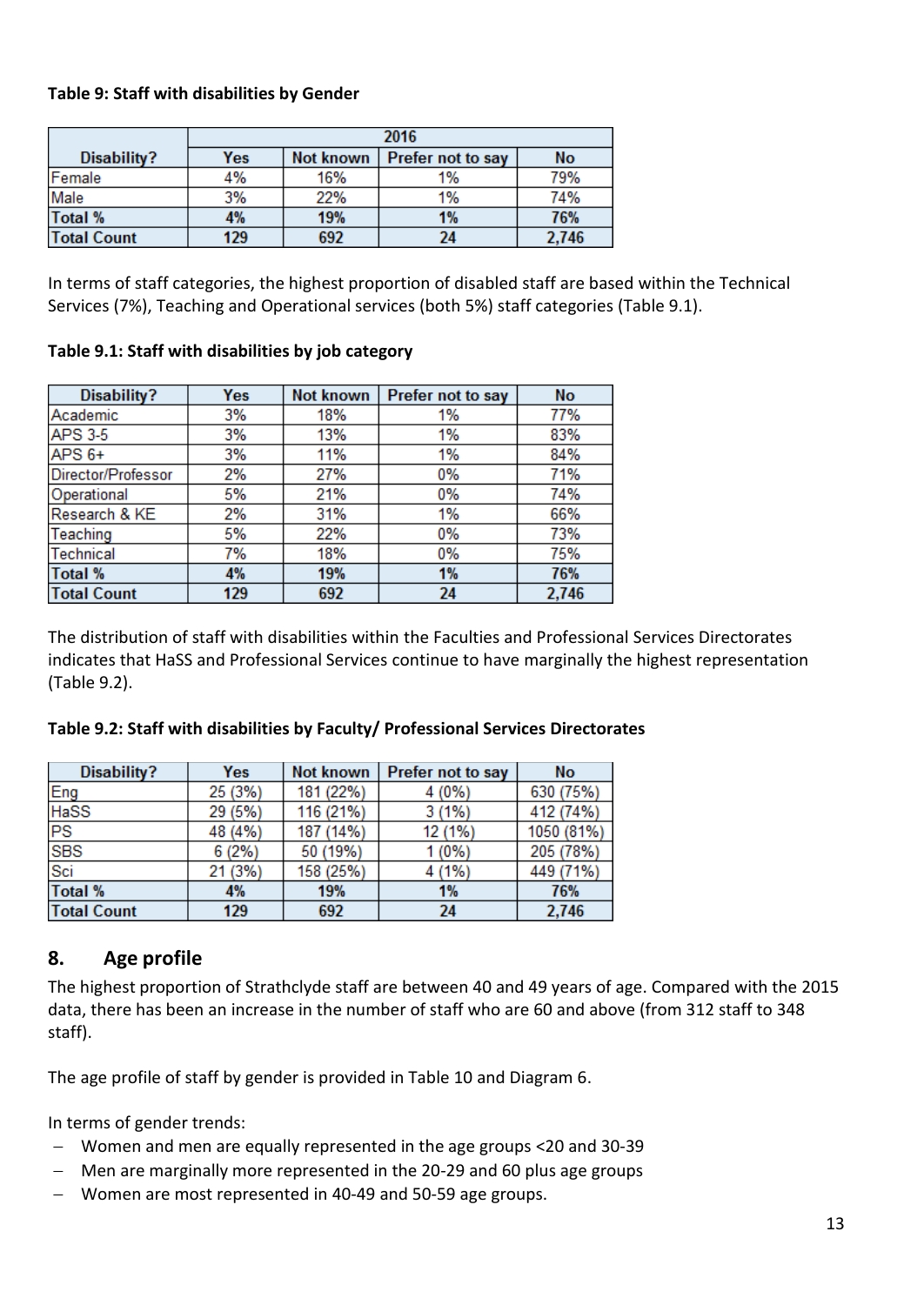**Table 9: Staff with disabilities by Gender**

| Disability? | 2016 | | | |
|---|---|---|---|---|
| | Yes | Not known | Prefer not to say | No |
| Female | 4% | 16% | 1% | 79% |
| Male | 3% | 22% | 1% | 74% |
| **Total %** | **4%** | **19%** | **1%** | **76%** |
| **Total Count** | **129** | **692** | **24** | **2,746** |

In terms of staff categories, the highest proportion of disabled staff are based within the Technical Services (7%), Teaching and Operational services (both 5%) staff categories (Table 9.1).

**Table 9.1: Staff with disabilities by job category**

| Disability? | Yes | Not known | Prefer not to say | No |
|---|---|---|---|---|
| Academic | 3% | 18% | 1% | 77% |
| APS 3-5 | 3% | 13% | 1% | 83% |
| APS 6+ | 3% | 11% | 1% | 84% |
| Director/Professor | 2% | 27% | 0% | 71% |
| Operational | 5% | 21% | 0% | 74% |
| Research & KE | 2% | 31% | 1% | 66% |
| Teaching | 5% | 22% | 0% | 73% |
| Technical | 7% | 18% | 0% | 75% |
| **Total %** | **4%** | **19%** | **1%** | **76%** |
| **Total Count** | **129** | **692** | **24** | **2,746** |

The distribution of staff with disabilities within the Faculties and Professional Services Directorates indicates that HaSS and Professional Services continue to have marginally the highest representation (Table 9.2).

**Table 9.2: Staff with disabilities by Faculty/ Professional Services Directorates**

| Disability? | Yes | Not known | Prefer not to say | No |
|---|---|---|---|---|
| Eng | 25 (3%) | 181 (22%) | 4 (0%) | 630 (75%) |
| HaSS | 29 (5%) | 116 (21%) | 3 (1%) | 412 (74%) |
| PS | 48 (4%) | 187 (14%) | 12 (1%) | 1050 (81%) |
| SBS | 6 (2%) | 50 (19%) | 1 (0%) | 205 (78%) |
| Sci | 21 (3%) | 158 (25%) | 4 (1%) | 449 (71%) |
| **Total %** | **4%** | **19%** | **1%** | **76%** |
| **Total Count** | **129** | **692** | **24** | **2,746** |

## 8. Age profile

The highest proportion of Strathclyde staff are between 40 and 49 years of age. Compared with the 2015 data, there has been an increase in the number of staff who are 60 and above (from 312 staff to 348 staff).

The age profile of staff by gender is provided in Table 10 and Diagram 6.

In terms of gender trends:

- Women and men are equally represented in the age groups <20 and 30-39
- Men are marginally more represented in the 20-29 and 60 plus age groups
- Women are most represented in 40-49 and 50-59 age groups.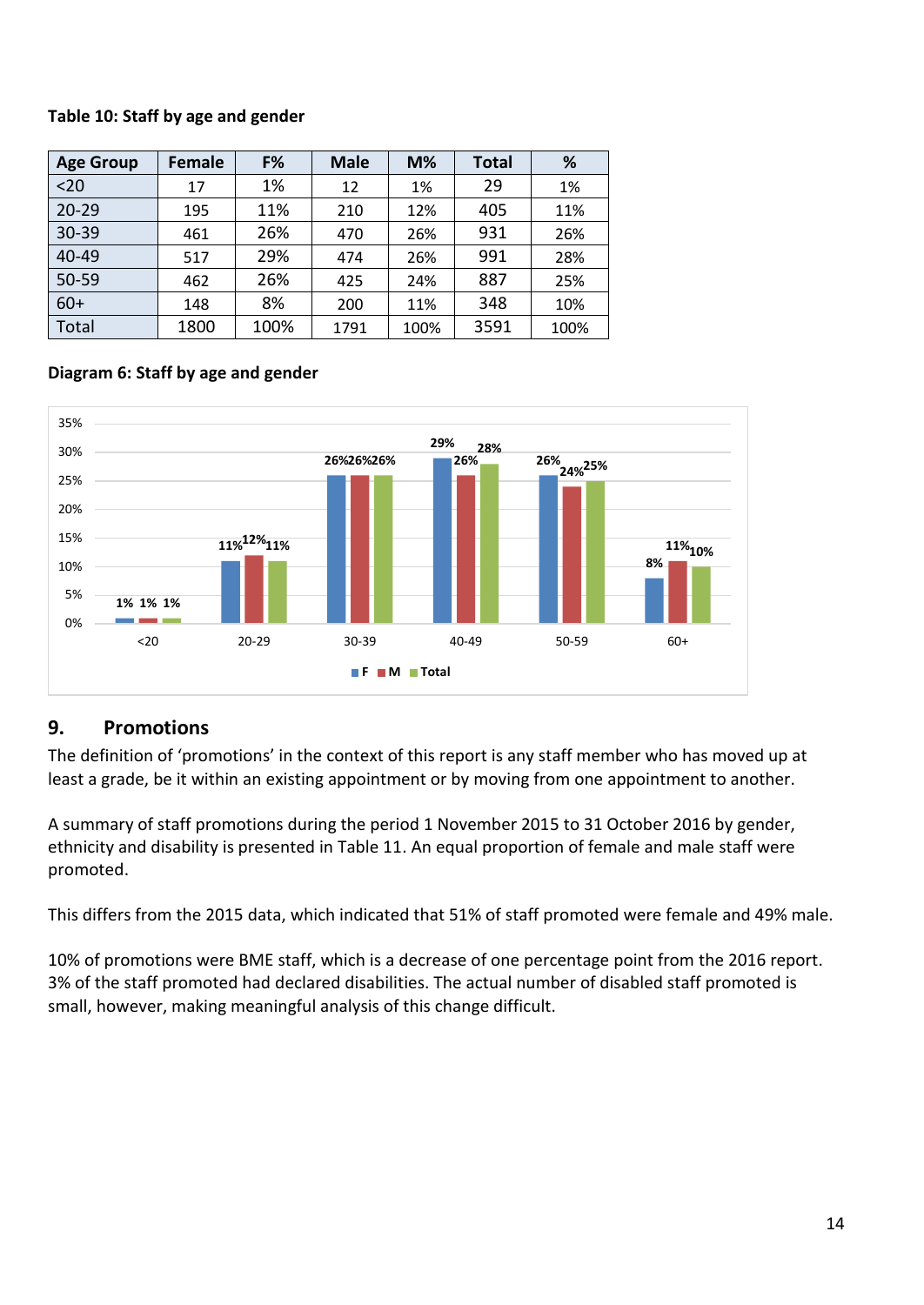**Table 10: Staff by age and gender**

| Age Group | Female | F% | Male | M% | Total | % |
|---|---|---|---|---|---|---|
| <20 | 17 | 1% | 12 | 1% | 29 | 1% |
| 20-29 | 195 | 11% | 210 | 12% | 405 | 11% |
| 30-39 | 461 | 26% | 470 | 26% | 931 | 26% |
| 40-49 | 517 | 29% | 474 | 26% | 991 | 28% |
| 50-59 | 462 | 26% | 425 | 24% | 887 | 25% |
| 60+ | 148 | 8% | 200 | 11% | 348 | 10% |
| Total | 1800 | 100% | 1791 | 100% | 3591 | 100% |

**Diagram 6: Staff by age and gender**

| Age Group | F | M | Total |
|---|---|---|---|
| <20 | 1% | 1% | 1% |
| 20-29 | 11% | 12% | 11% |
| 30-39 | 26% | 26% | 26% |
| 40-49 | 29% | 26% | 28% |
| 50-59 | 26% | 24% | 25% |
| 60+ | 8% | 11% | 10% |

## 9. Promotions

The definition of 'promotions' in the context of this report is any staff member who has moved up at least a grade, be it within an existing appointment or by moving from one appointment to another.

A summary of staff promotions during the period 1 November 2015 to 31 October 2016 by gender, ethnicity and disability is presented in Table 11. An equal proportion of female and male staff were promoted.

This differs from the 2015 data, which indicated that 51% of staff promoted were female and 49% male.

10% of promotions were BME staff, which is a decrease of one percentage point from the 2016 report. 3% of the staff promoted had declared disabilities. The actual number of disabled staff promoted is small, however, making meaningful analysis of this change difficult.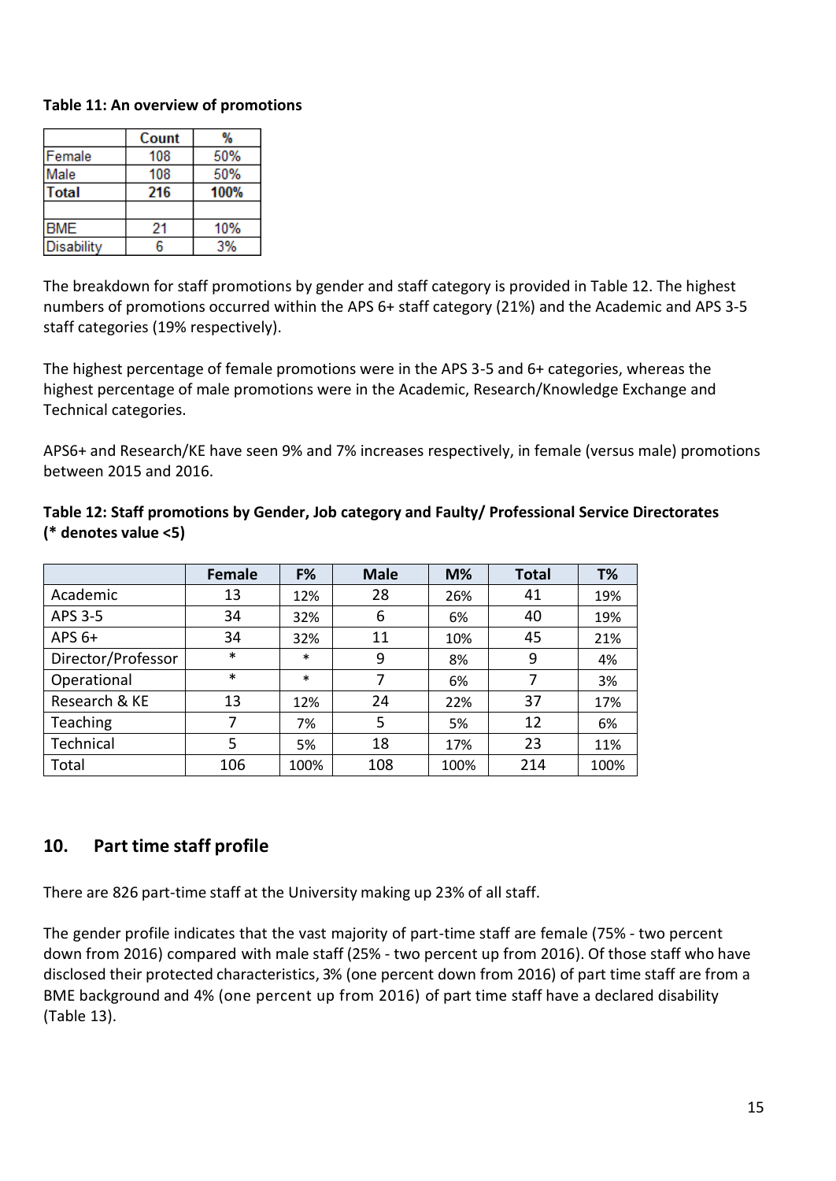**Table 11: An overview of promotions**

| | Count | % |
|---|---|---|
| Female | 108 | 50% |
| Male | 108 | 50% |
| **Total** | **216** | **100%** |
| | | |
| BME | 21 | 10% |
| Disability | 6 | 3% |

The breakdown for staff promotions by gender and staff category is provided in Table 12. The highest numbers of promotions occurred within the APS 6+ staff category (21%) and the Academic and APS 3-5 staff categories (19% respectively).

The highest percentage of female promotions were in the APS 3-5 and 6+ categories, whereas the highest percentage of male promotions were in the Academic, Research/Knowledge Exchange and Technical categories.

APS6+ and Research/KE have seen 9% and 7% increases respectively, in female (versus male) promotions between 2015 and 2016.

**Table 12: Staff promotions by Gender, Job category and Faulty/ Professional Service Directorates (* denotes value <5)**

| | Female | F% | Male | M% | Total | T% |
|---|---|---|---|---|---|---|
| Academic | 13 | 12% | 28 | 26% | 41 | 19% |
| APS 3-5 | 34 | 32% | 6 | 6% | 40 | 19% |
| APS 6+ | 34 | 32% | 11 | 10% | 45 | 21% |
| Director/Professor | * | * | 9 | 8% | 9 | 4% |
| Operational | * | * | 7 | 6% | 7 | 3% |
| Research & KE | 13 | 12% | 24 | 22% | 37 | 17% |
| Teaching | 7 | 7% | 5 | 5% | 12 | 6% |
| Technical | 5 | 5% | 18 | 17% | 23 | 11% |
| Total | 106 | 100% | 108 | 100% | 214 | 100% |

## 10. Part time staff profile

There are 826 part-time staff at the University making up 23% of all staff.

The gender profile indicates that the vast majority of part-time staff are female (75% - two percent down from 2016) compared with male staff (25% - two percent up from 2016). Of those staff who have disclosed their protected characteristics, 3% (one percent down from 2016) of part time staff are from a BME background and 4% (one percent up from 2016) of part time staff have a declared disability (Table 13).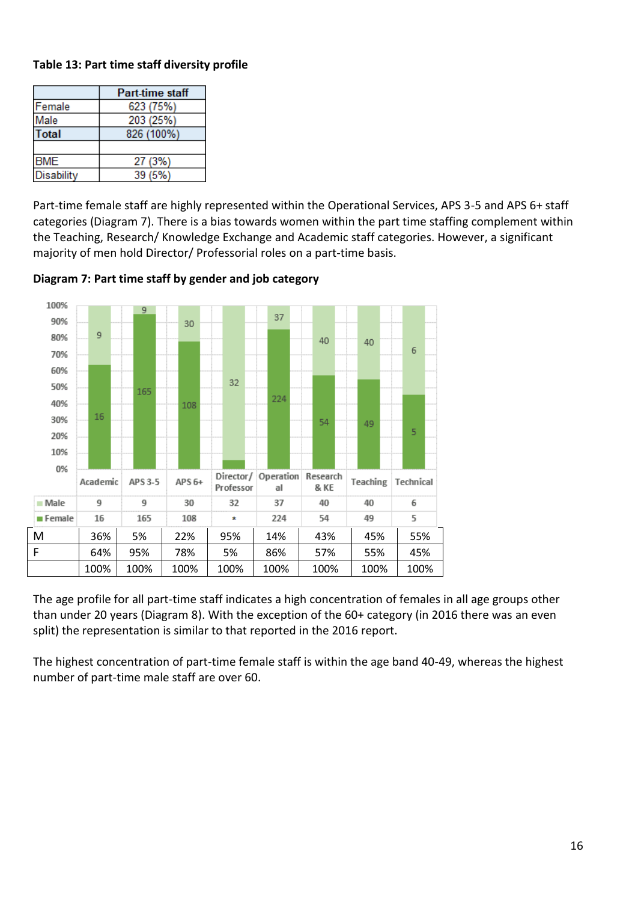**Table 13: Part time staff diversity profile**

| | Part-time staff |
|---|---|
| Female | 623 (75%) |
| Male | 203 (25%) |
| **Total** | 826 (100%) |
| | |
| BME | 27 (3%) |
| Disability | 39 (5%) |

Part-time female staff are highly represented within the Operational Services, APS 3-5 and APS 6+ staff categories (Diagram 7). There is a bias towards women within the part time staffing complement within the Teaching, Research/ Knowledge Exchange and Academic staff categories. However, a significant majority of men hold Director/ Professorial roles on a part-time basis.

**Diagram 7: Part time staff by gender and job category**

| | Academic | APS 3-5 | APS 6+ | Director/ Professor | Operational | Research & KE | Teaching | Technical |
|---|---|---|---|---|---|---|---|---|
| Male | 9 | 9 | 30 | 32 | 37 | 40 | 40 | 6 |
| Female | 16 | 165 | 108 | * | 224 | 54 | 49 | 5 |
| M | 36% | 5% | 22% | 95% | 14% | 43% | 45% | 55% |
| F | 64% | 95% | 78% | 5% | 86% | 57% | 55% | 45% |
| | 100% | 100% | 100% | 100% | 100% | 100% | 100% | 100% |

The age profile for all part-time staff indicates a high concentration of females in all age groups other than under 20 years (Diagram 8). With the exception of the 60+ category (in 2016 there was an even split) the representation is similar to that reported in the 2016 report.

The highest concentration of part-time female staff is within the age band 40-49, whereas the highest number of part-time male staff are over 60.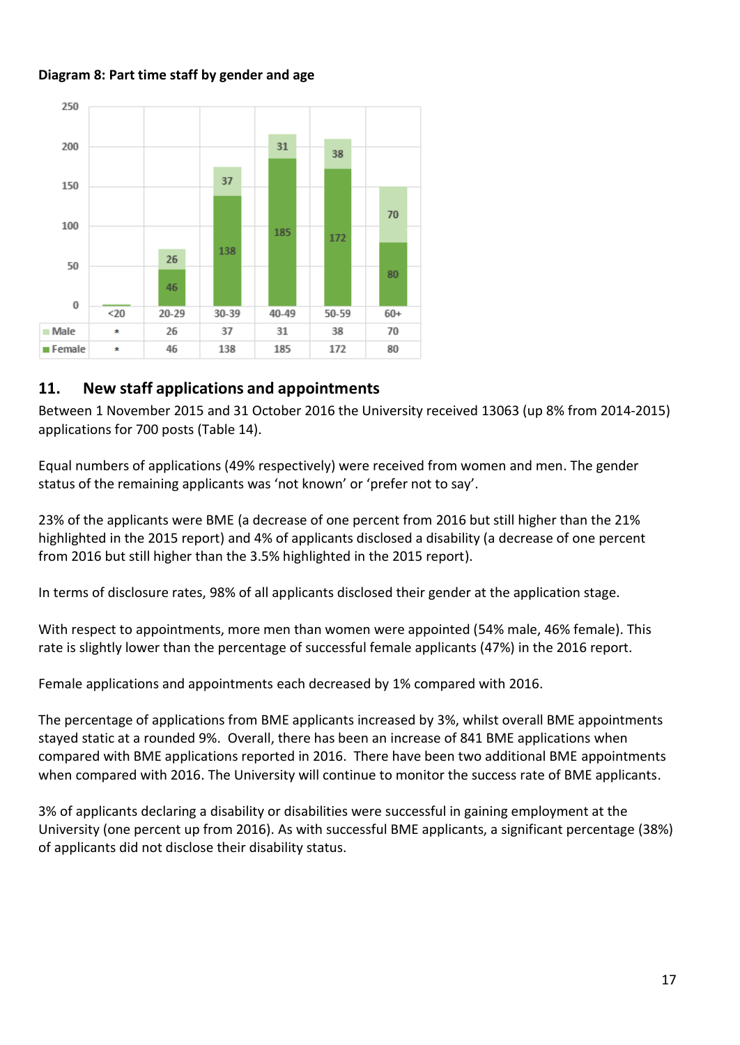**Diagram 8: Part time staff by gender and age**

|  | <20 | 20-29 | 30-39 | 40-49 | 50-59 | 60+ |
|---|---|---|---|---|---|---|
| Male | * | 26 | 37 | 31 | 38 | 70 |
| Female | * | 46 | 138 | 185 | 172 | 80 |

## 11. New staff applications and appointments

Between 1 November 2015 and 31 October 2016 the University received 13063 (up 8% from 2014-2015) applications for 700 posts (Table 14).

Equal numbers of applications (49% respectively) were received from women and men. The gender status of the remaining applicants was 'not known' or 'prefer not to say'.

23% of the applicants were BME (a decrease of one percent from 2016 but still higher than the 21% highlighted in the 2015 report) and 4% of applicants disclosed a disability (a decrease of one percent from 2016 but still higher than the 3.5% highlighted in the 2015 report).

In terms of disclosure rates, 98% of all applicants disclosed their gender at the application stage.

With respect to appointments, more men than women were appointed (54% male, 46% female). This rate is slightly lower than the percentage of successful female applicants (47%) in the 2016 report.

Female applications and appointments each decreased by 1% compared with 2016.

The percentage of applications from BME applicants increased by 3%, whilst overall BME appointments stayed static at a rounded 9%. Overall, there has been an increase of 841 BME applications when compared with BME applications reported in 2016. There have been two additional BME appointments when compared with 2016. The University will continue to monitor the success rate of BME applicants.

3% of applicants declaring a disability or disabilities were successful in gaining employment at the University (one percent up from 2016). As with successful BME applicants, a significant percentage (38%) of applicants did not disclose their disability status.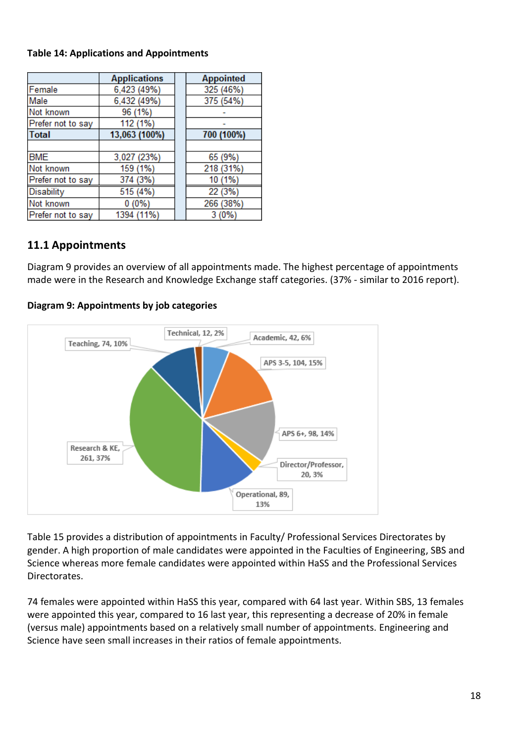**Table 14: Applications and Appointments**

| | Applications | Appointed |
|---|---|---|
| Female | 6,423 (49%) | 325 (46%) |
| Male | 6,432 (49%) | 375 (54%) |
| Not known | 96 (1%) | - |
| Prefer not to say | 112 (1%) | - |
| **Total** | **13,063 (100%)** | **700 (100%)** |
| | | |
| BME | 3,027 (23%) | 65 (9%) |
| Not known | 159 (1%) | 218 (31%) |
| Prefer not to say | 374 (3%) | 10 (1%) |
| Disability | 515 (4%) | 22 (3%) |
| Not known | 0 (0%) | 266 (38%) |
| Prefer not to say | 1394 (11%) | 3 (0%) |

## 11.1 Appointments

Diagram 9 provides an overview of all appointments made. The highest percentage of appointments made were in the Research and Knowledge Exchange staff categories. (37% - similar to 2016 report).

**Diagram 9: Appointments by job categories**

Teaching, 74, 10%
Technical, 12, 2%
Academic, 42, 6%
APS 3-5, 104, 15%
APS 6+, 98, 14%
Director/Professor, 20, 3%
Operational, 89, 13%
Research & KE, 261, 37%

Table 15 provides a distribution of appointments in Faculty/ Professional Services Directorates by gender. A high proportion of male candidates were appointed in the Faculties of Engineering, SBS and Science whereas more female candidates were appointed within HaSS and the Professional Services Directorates.

74 females were appointed within HaSS this year, compared with 64 last year. Within SBS, 13 females were appointed this year, compared to 16 last year, this representing a decrease of 20% in female (versus male) appointments based on a relatively small number of appointments. Engineering and Science have seen small increases in their ratios of female appointments.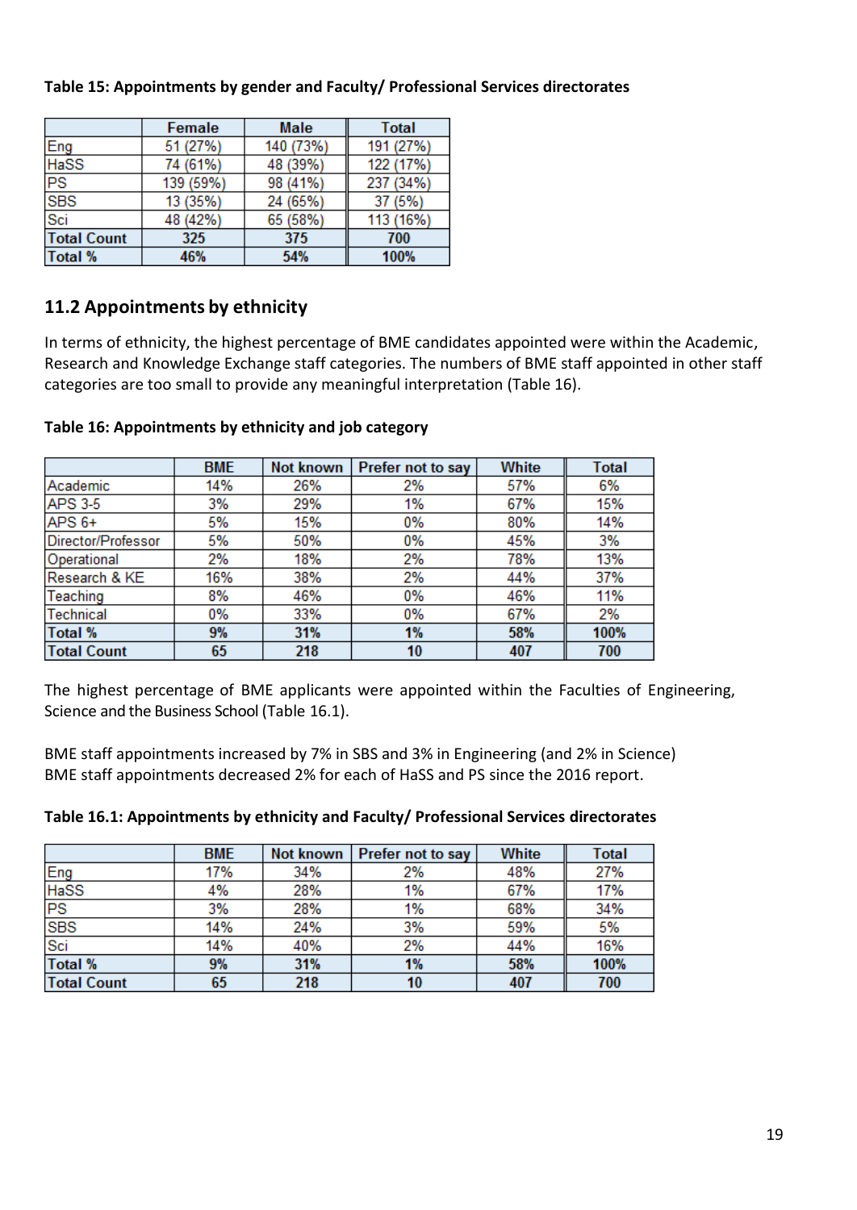**Table 15: Appointments by gender and Faculty/ Professional Services directorates**

| | Female | Male | Total |
|---|---|---|---|
| Eng | 51 (27%) | 140 (73%) | 191 (27%) |
| HaSS | 74 (61%) | 48 (39%) | 122 (17%) |
| PS | 139 (59%) | 98 (41%) | 237 (34%) |
| SBS | 13 (35%) | 24 (65%) | 37 (5%) |
| Sci | 48 (42%) | 65 (58%) | 113 (16%) |
| **Total Count** | **325** | **375** | **700** |
| **Total %** | **46%** | **54%** | **100%** |

## 11.2 Appointments by ethnicity

In terms of ethnicity, the highest percentage of BME candidates appointed were within the Academic, Research and Knowledge Exchange staff categories. The numbers of BME staff appointed in other staff categories are too small to provide any meaningful interpretation (Table 16).

**Table 16: Appointments by ethnicity and job category**

| | BME | Not known | Prefer not to say | White | Total |
|---|---|---|---|---|---|
| Academic | 14% | 26% | 2% | 57% | 6% |
| APS 3-5 | 3% | 29% | 1% | 67% | 15% |
| APS 6+ | 5% | 15% | 0% | 80% | 14% |
| Director/Professor | 5% | 50% | 0% | 45% | 3% |
| Operational | 2% | 18% | 2% | 78% | 13% |
| Research & KE | 16% | 38% | 2% | 44% | 37% |
| Teaching | 8% | 46% | 0% | 46% | 11% |
| Technical | 0% | 33% | 0% | 67% | 2% |
| **Total %** | **9%** | **31%** | **1%** | **58%** | **100%** |
| **Total Count** | **65** | **218** | **10** | **407** | **700** |

The highest percentage of BME applicants were appointed within the Faculties of Engineering, Science and the Business School (Table 16.1).

BME staff appointments increased by 7% in SBS and 3% in Engineering (and 2% in Science)
BME staff appointments decreased 2% for each of HaSS and PS since the 2016 report.

**Table 16.1: Appointments by ethnicity and Faculty/ Professional Services directorates**

| | BME | Not known | Prefer not to say | White | Total |
|---|---|---|---|---|---|
| Eng | 17% | 34% | 2% | 48% | 27% |
| HaSS | 4% | 28% | 1% | 67% | 17% |
| PS | 3% | 28% | 1% | 68% | 34% |
| SBS | 14% | 24% | 3% | 59% | 5% |
| Sci | 14% | 40% | 2% | 44% | 16% |
| **Total %** | **9%** | **31%** | **1%** | **58%** | **100%** |
| **Total Count** | **65** | **218** | **10** | **407** | **700** |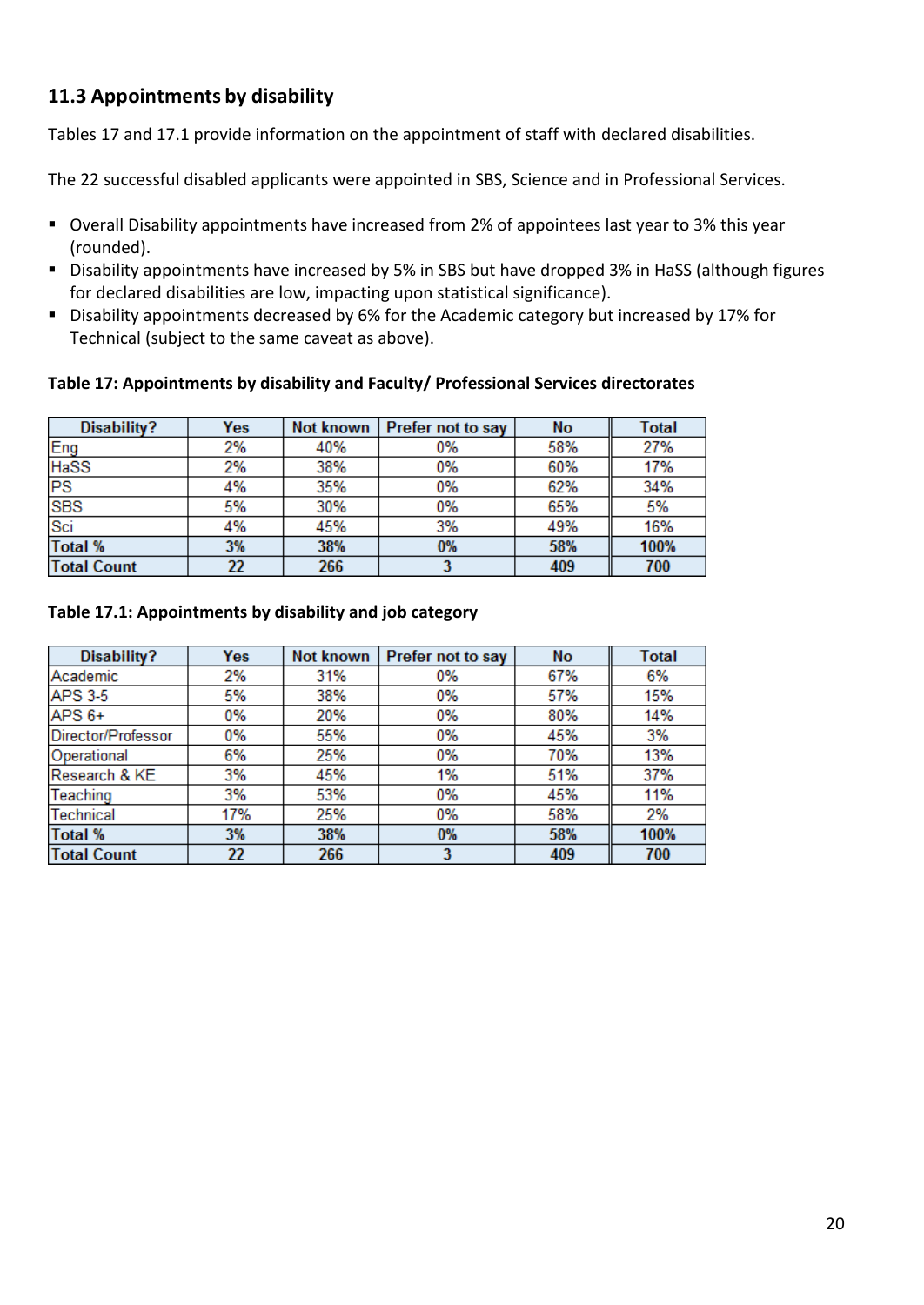## 11.3 Appointments by disability

Tables 17 and 17.1 provide information on the appointment of staff with declared disabilities.

The 22 successful disabled applicants were appointed in SBS, Science and in Professional Services.

- Overall Disability appointments have increased from 2% of appointees last year to 3% this year (rounded).
- Disability appointments have increased by 5% in SBS but have dropped 3% in HaSS (although figures for declared disabilities are low, impacting upon statistical significance).
- Disability appointments decreased by 6% for the Academic category but increased by 17% for Technical (subject to the same caveat as above).

**Table 17: Appointments by disability and Faculty/ Professional Services directorates**

| Disability? | Yes | Not known | Prefer not to say | No | Total |
|---|---|---|---|---|---|
| Eng | 2% | 40% | 0% | 58% | 27% |
| HaSS | 2% | 38% | 0% | 60% | 17% |
| PS | 4% | 35% | 0% | 62% | 34% |
| SBS | 5% | 30% | 0% | 65% | 5% |
| Sci | 4% | 45% | 3% | 49% | 16% |
| **Total %** | **3%** | **38%** | **0%** | **58%** | **100%** |
| **Total Count** | **22** | **266** | **3** | **409** | **700** |

**Table 17.1: Appointments by disability and job category**

| Disability? | Yes | Not known | Prefer not to say | No | Total |
|---|---|---|---|---|---|
| Academic | 2% | 31% | 0% | 67% | 6% |
| APS 3-5 | 5% | 38% | 0% | 57% | 15% |
| APS 6+ | 0% | 20% | 0% | 80% | 14% |
| Director/Professor | 0% | 55% | 0% | 45% | 3% |
| Operational | 6% | 25% | 0% | 70% | 13% |
| Research & KE | 3% | 45% | 1% | 51% | 37% |
| Teaching | 3% | 53% | 0% | 45% | 11% |
| Technical | 17% | 25% | 0% | 58% | 2% |
| **Total %** | **3%** | **38%** | **0%** | **58%** | **100%** |
| **Total Count** | **22** | **266** | **3** | **409** | **700** |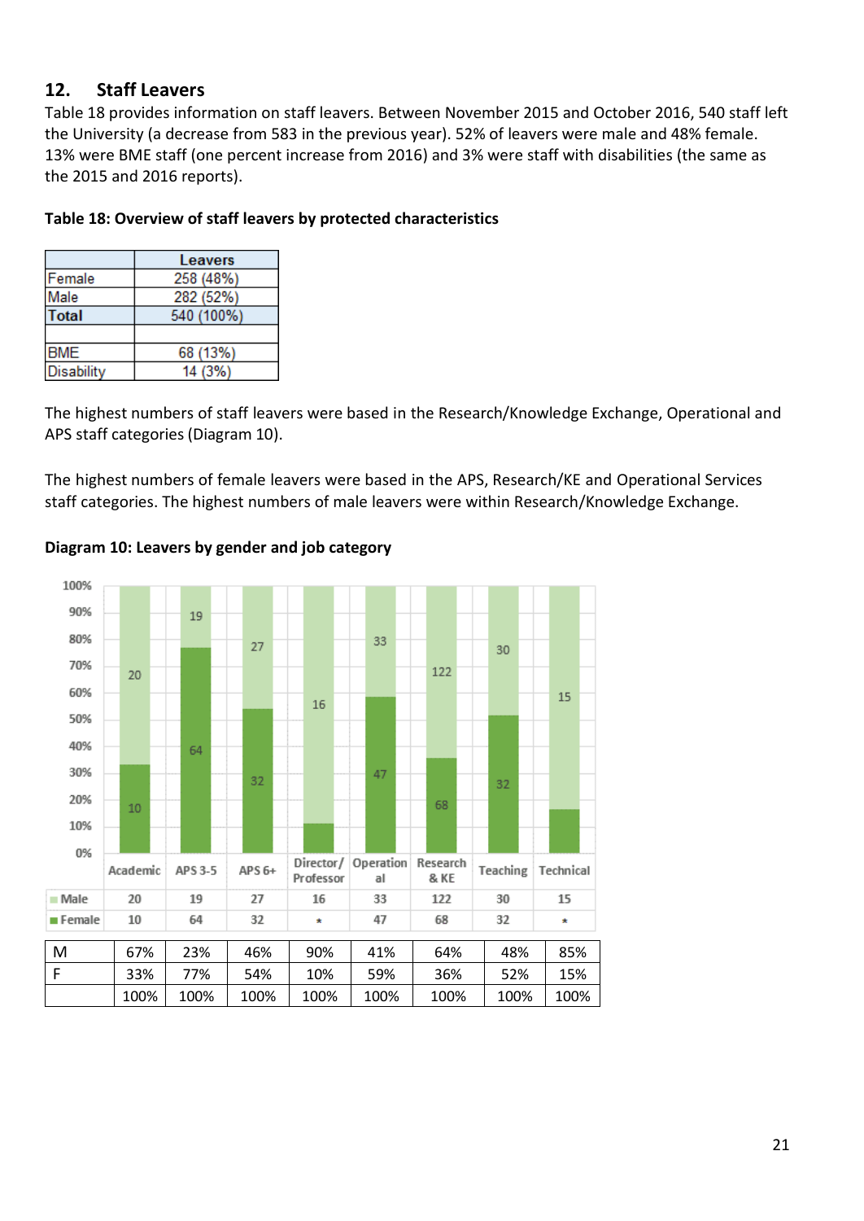## 12. Staff Leavers

Table 18 provides information on staff leavers. Between November 2015 and October 2016, 540 staff left the University (a decrease from 583 in the previous year). 52% of leavers were male and 48% female. 13% were BME staff (one percent increase from 2016) and 3% were staff with disabilities (the same as the 2015 and 2016 reports).

**Table 18: Overview of staff leavers by protected characteristics**

| | Leavers |
|---|---|
| Female | 258 (48%) |
| Male | 282 (52%) |
| **Total** | 540 (100%) |
| | |
| BME | 68 (13%) |
| Disability | 14 (3%) |

The highest numbers of staff leavers were based in the Research/Knowledge Exchange, Operational and APS staff categories (Diagram 10).

The highest numbers of female leavers were based in the APS, Research/KE and Operational Services staff categories. The highest numbers of male leavers were within Research/Knowledge Exchange.

**Diagram 10: Leavers by gender and job category**

| | Academic | APS 3-5 | APS 6+ | Director/ Professor | Operational | Research & KE | Teaching | Technical |
|---|---|---|---|---|---|---|---|---|
| Male | 20 | 19 | 27 | 16 | 33 | 122 | 30 | 15 |
| Female | 10 | 64 | 32 | * | 47 | 68 | 32 | * |

| | | | | | | | | |
|---|---|---|---|---|---|---|---|---|
| M | 67% | 23% | 46% | 90% | 41% | 64% | 48% | 85% |
| F | 33% | 77% | 54% | 10% | 59% | 36% | 52% | 15% |
| | 100% | 100% | 100% | 100% | 100% | 100% | 100% | 100% |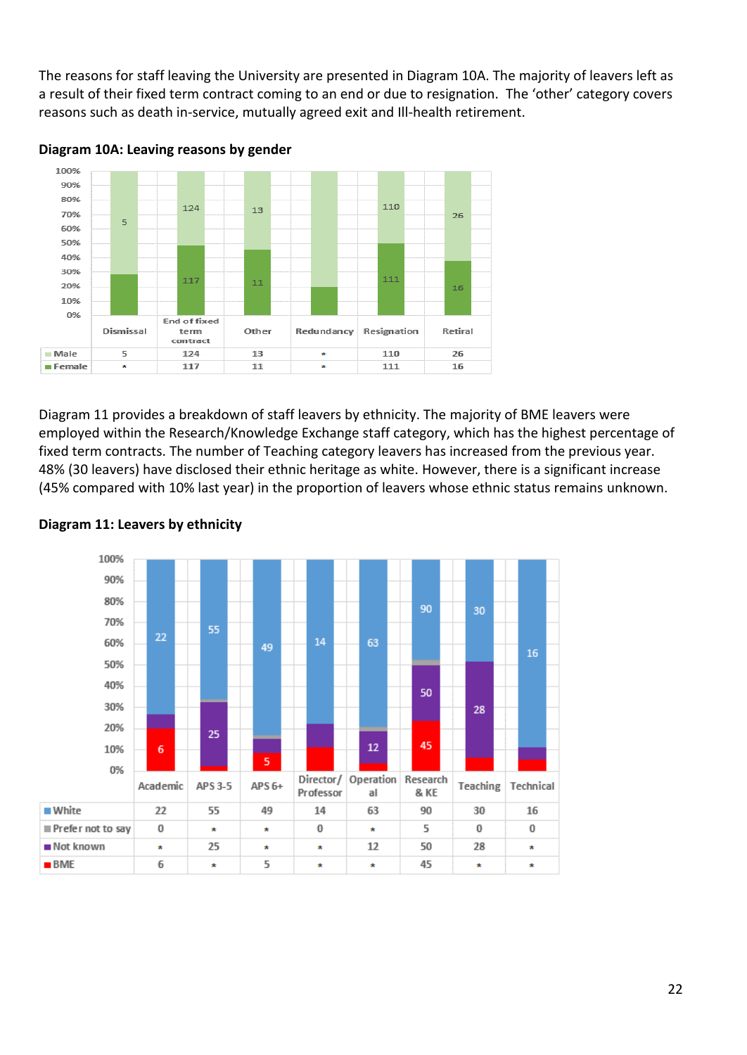The reasons for staff leaving the University are presented in Diagram 10A. The majority of leavers left as a result of their fixed term contract coming to an end or due to resignation. The 'other' category covers reasons such as death in-service, mutually agreed exit and Ill-health retirement.

**Diagram 10A: Leaving reasons by gender**

| | Dismissal | End of fixed term contract | Other | Redundancy | Resignation | Retiral |
|---|---|---|---|---|---|---|
| Male | 5 | 124 | 13 | * | 110 | 26 |
| Female | * | 117 | 11 | * | 111 | 16 |

Diagram 11 provides a breakdown of staff leavers by ethnicity. The majority of BME leavers were employed within the Research/Knowledge Exchange staff category, which has the highest percentage of fixed term contracts. The number of Teaching category leavers has increased from the previous year. 48% (30 leavers) have disclosed their ethnic heritage as white. However, there is a significant increase (45% compared with 10% last year) in the proportion of leavers whose ethnic status remains unknown.

**Diagram 11: Leavers by ethnicity**

| | Academic | APS 3-5 | APS 6+ | Director/ Professor | Operational | Research & KE | Teaching | Technical |
|---|---|---|---|---|---|---|---|---|
| White | 22 | 55 | 49 | 14 | 63 | 90 | 30 | 16 |
| Prefer not to say | 0 | * | * | 0 | * | 5 | 0 | 0 |
| Not known | * | 25 | * | * | 12 | 50 | 28 | * |
| BME | 6 | * | 5 | * | * | 45 | * | * |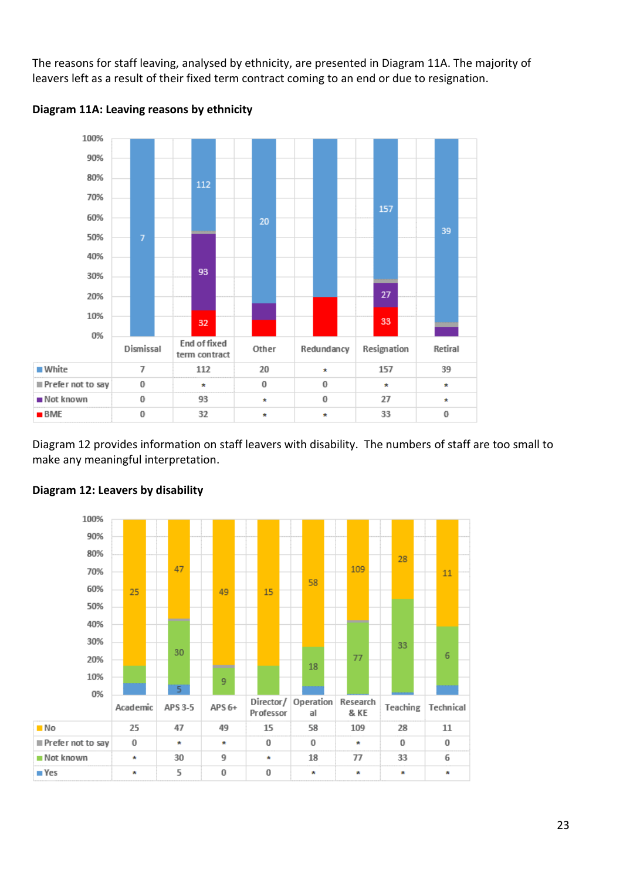The reasons for staff leaving, analysed by ethnicity, are presented in Diagram 11A. The majority of leavers left as a result of their fixed term contract coming to an end or due to resignation.

**Diagram 11A: Leaving reasons by ethnicity**

| | Dismissal | End of fixed term contract | Other | Redundancy | Resignation | Retiral |
|---|---|---|---|---|---|---|
| White | 7 | 112 | 20 | * | 157 | 39 |
| Prefer not to say | 0 | * | 0 | 0 | * | * |
| Not known | 0 | 93 | * | 0 | 27 | * |
| BME | 0 | 32 | * | * | 33 | 0 |

Diagram 12 provides information on staff leavers with disability. The numbers of staff are too small to make any meaningful interpretation.

**Diagram 12: Leavers by disability**

| | Academic | APS 3-5 | APS 6+ | Director/ Professor | Operational | Research & KE | Teaching | Technical |
|---|---|---|---|---|---|---|---|---|
| No | 25 | 47 | 49 | 15 | 58 | 109 | 28 | 11 |
| Prefer not to say | 0 | * | * | 0 | 0 | * | 0 | 0 |
| Not known | * | 30 | 9 | * | 18 | 77 | 33 | 6 |
| Yes | * | 5 | 0 | 0 | * | * | * | * |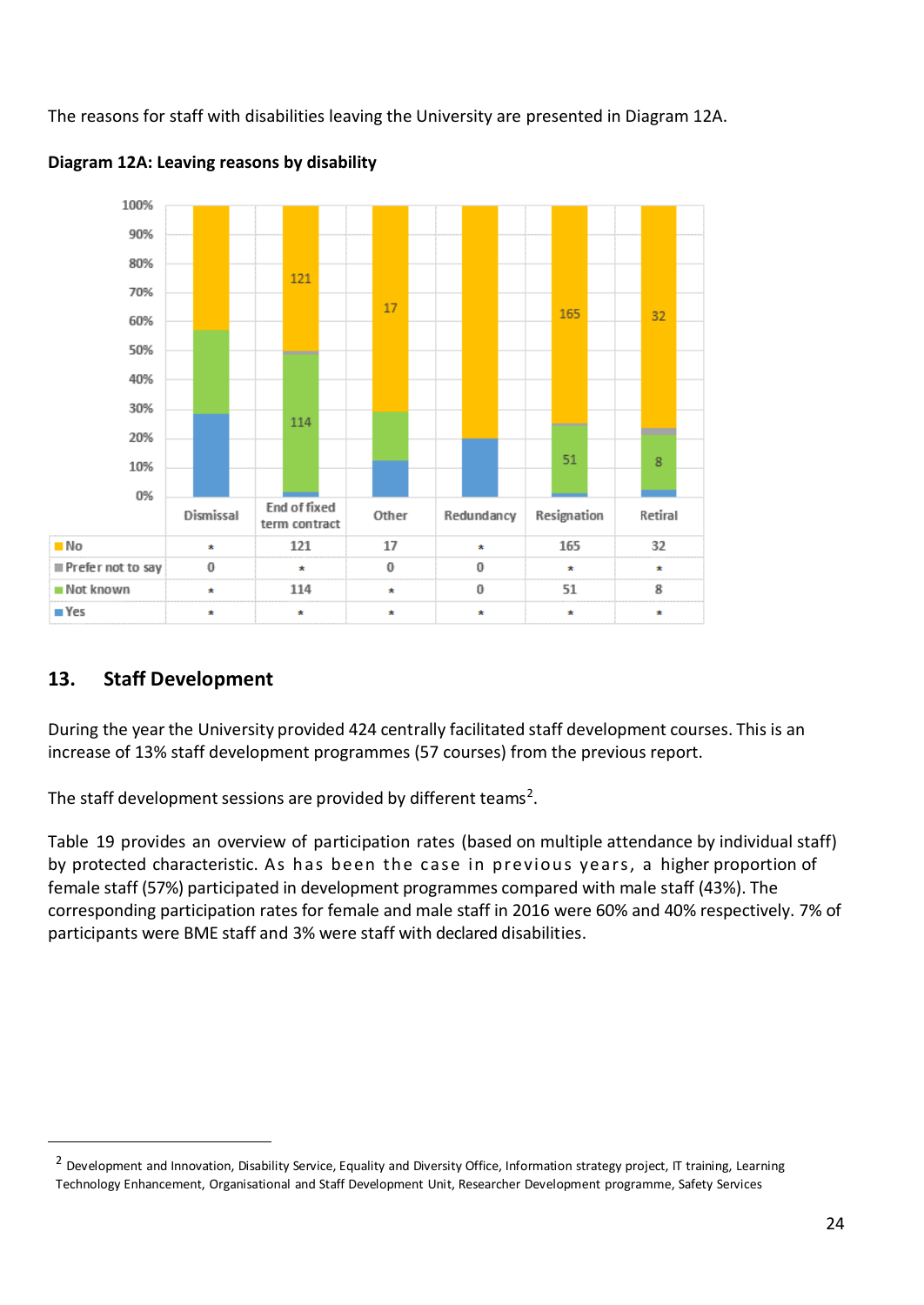The reasons for staff with disabilities leaving the University are presented in Diagram 12A.

**Diagram 12A: Leaving reasons by disability**

|  | Dismissal | End of fixed term contract | Other | Redundancy | Resignation | Retiral |
|---|---|---|---|---|---|---|
| No | * | 121 | 17 | * | 165 | 32 |
| Prefer not to say | 0 | * | 0 | 0 | * | * |
| Not known | * | 114 | * | 0 | 51 | 8 |
| Yes | * | * | * | * | * | * |

## 13. Staff Development

During the year the University provided 424 centrally facilitated staff development courses. This is an increase of 13% staff development programmes (57 courses) from the previous report.

The staff development sessions are provided by different teams[2].

Table 19 provides an overview of participation rates (based on multiple attendance by individual staff) by protected characteristic. As has been the case in previous years, a higher proportion of female staff (57%) participated in development programmes compared with male staff (43%). The corresponding participation rates for female and male staff in 2016 were 60% and 40% respectively. 7% of participants were BME staff and 3% were staff with declared disabilities.

[2] Development and Innovation, Disability Service, Equality and Diversity Office, Information strategy project, IT training, Learning Technology Enhancement, Organisational and Staff Development Unit, Researcher Development programme, Safety Services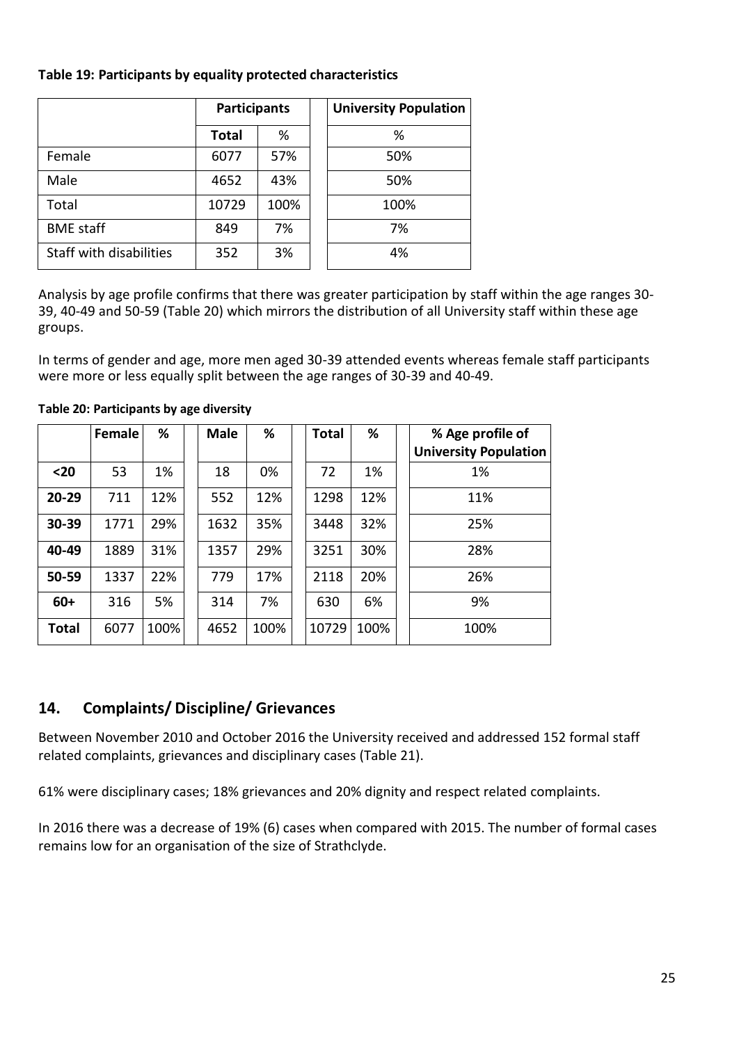**Table 19: Participants by equality protected characteristics**

| | Participants | | | University Population |
|---|---|---|---|---|
| | Total | % | | % |
| Female | 6077 | 57% | | 50% |
| Male | 4652 | 43% | | 50% |
| Total | 10729 | 100% | | 100% |
| BME staff | 849 | 7% | | 7% |
| Staff with disabilities | 352 | 3% | | 4% |

Analysis by age profile confirms that there was greater participation by staff within the age ranges 30-39, 40-49 and 50-59 (Table 20) which mirrors the distribution of all University staff within these age groups.

In terms of gender and age, more men aged 30-39 attended events whereas female staff participants were more or less equally split between the age ranges of 30-39 and 40-49.

**Table 20: Participants by age diversity**

| | Female | % | Male | % | Total | % | % Age profile of University Population |
|---|---|---|---|---|---|---|---|
| **<20** | 53 | 1% | 18 | 0% | 72 | 1% | 1% |
| **20-29** | 711 | 12% | 552 | 12% | 1298 | 12% | 11% |
| **30-39** | 1771 | 29% | 1632 | 35% | 3448 | 32% | 25% |
| **40-49** | 1889 | 31% | 1357 | 29% | 3251 | 30% | 28% |
| **50-59** | 1337 | 22% | 779 | 17% | 2118 | 20% | 26% |
| **60+** | 316 | 5% | 314 | 7% | 630 | 6% | 9% |
| **Total** | 6077 | 100% | 4652 | 100% | 10729 | 100% | 100% |

## 14. Complaints/ Discipline/ Grievances

Between November 2010 and October 2016 the University received and addressed 152 formal staff related complaints, grievances and disciplinary cases (Table 21).

61% were disciplinary cases; 18% grievances and 20% dignity and respect related complaints.

In 2016 there was a decrease of 19% (6) cases when compared with 2015. The number of formal cases remains low for an organisation of the size of Strathclyde.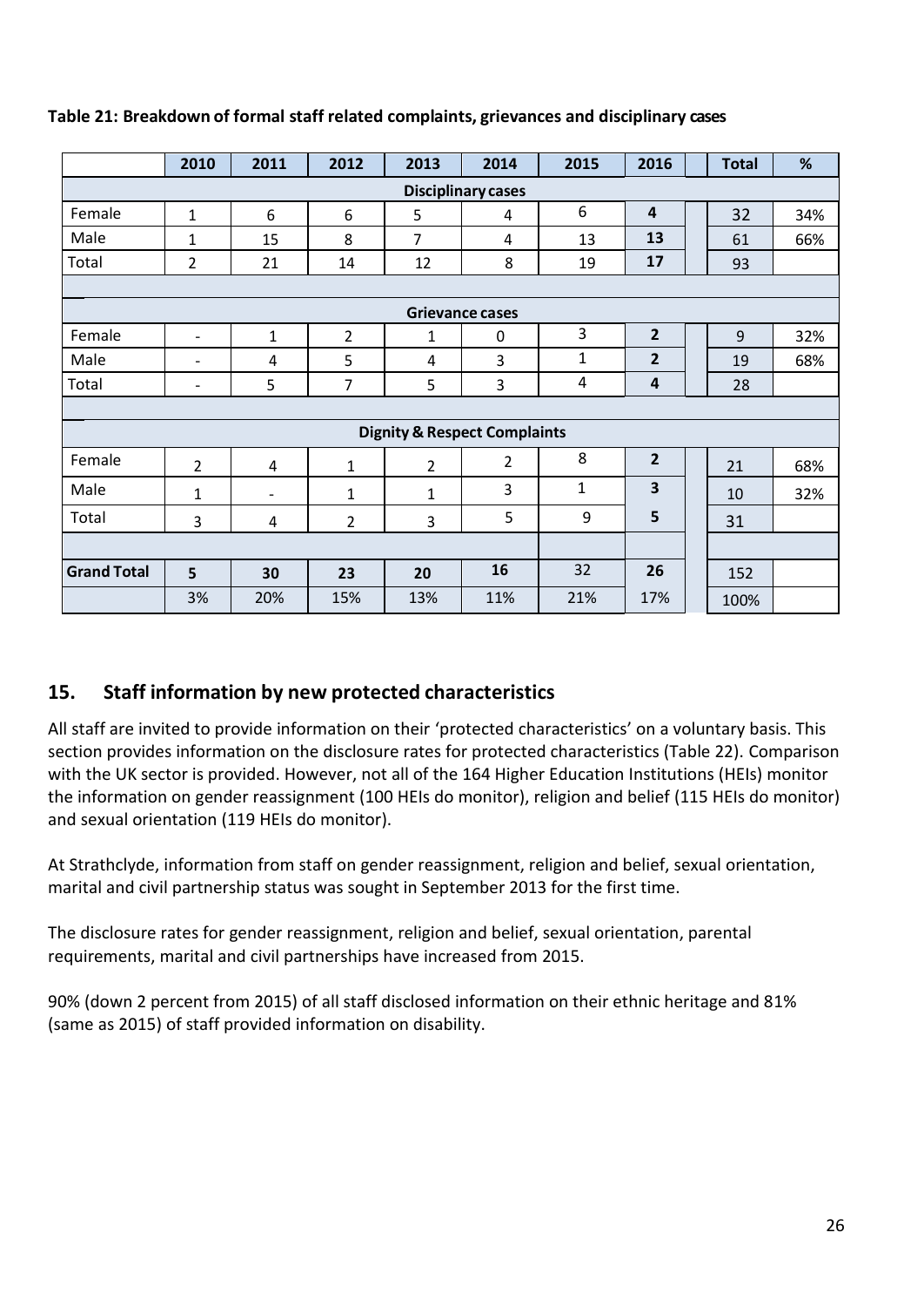**Table 21: Breakdown of formal staff related complaints, grievances and disciplinary cases**

| | 2010 | 2011 | 2012 | 2013 | 2014 | 2015 | 2016 | | Total | % |
|---|---|---|---|---|---|---|---|---|---|---|
| **Disciplinary cases** | | | | | | | | | | |
| Female | 1 | 6 | 6 | 5 | 4 | 6 | **4** | | 32 | 34% |
| Male | 1 | 15 | 8 | 7 | 4 | 13 | **13** | | 61 | 66% |
| Total | 2 | 21 | 14 | 12 | 8 | 19 | **17** | | 93 | |
| | | | | | | | | | | |
| **Grievance cases** | | | | | | | | | | |
| Female | - | 1 | 2 | 1 | 0 | 3 | **2** | | 9 | 32% |
| Male | - | 4 | 5 | 4 | 3 | 1 | **2** | | 19 | 68% |
| Total | - | 5 | 7 | 5 | 3 | 4 | **4** | | 28 | |
| | | | | | | | | | | |
| **Dignity & Respect Complaints** | | | | | | | | | | |
| Female | 2 | 4 | 1 | 2 | 2 | 8 | **2** | | 21 | 68% |
| Male | 1 | - | 1 | 1 | 3 | 1 | **3** | | 10 | 32% |
| Total | 3 | 4 | 2 | 3 | 5 | 9 | **5** | | 31 | |
| | | | | | | | | | | |
| **Grand Total** | **5** | **30** | **23** | **20** | **16** | 32 | **26** | | 152 | |
| | 3% | 20% | 15% | 13% | 11% | 21% | 17% | | 100% | |

## 15. Staff information by new protected characteristics

All staff are invited to provide information on their 'protected characteristics' on a voluntary basis. This section provides information on the disclosure rates for protected characteristics (Table 22). Comparison with the UK sector is provided. However, not all of the 164 Higher Education Institutions (HEIs) monitor the information on gender reassignment (100 HEIs do monitor), religion and belief (115 HEIs do monitor) and sexual orientation (119 HEIs do monitor).

At Strathclyde, information from staff on gender reassignment, religion and belief, sexual orientation, marital and civil partnership status was sought in September 2013 for the first time.

The disclosure rates for gender reassignment, religion and belief, sexual orientation, parental requirements, marital and civil partnerships have increased from 2015.

90% (down 2 percent from 2015) of all staff disclosed information on their ethnic heritage and 81% (same as 2015) of staff provided information on disability.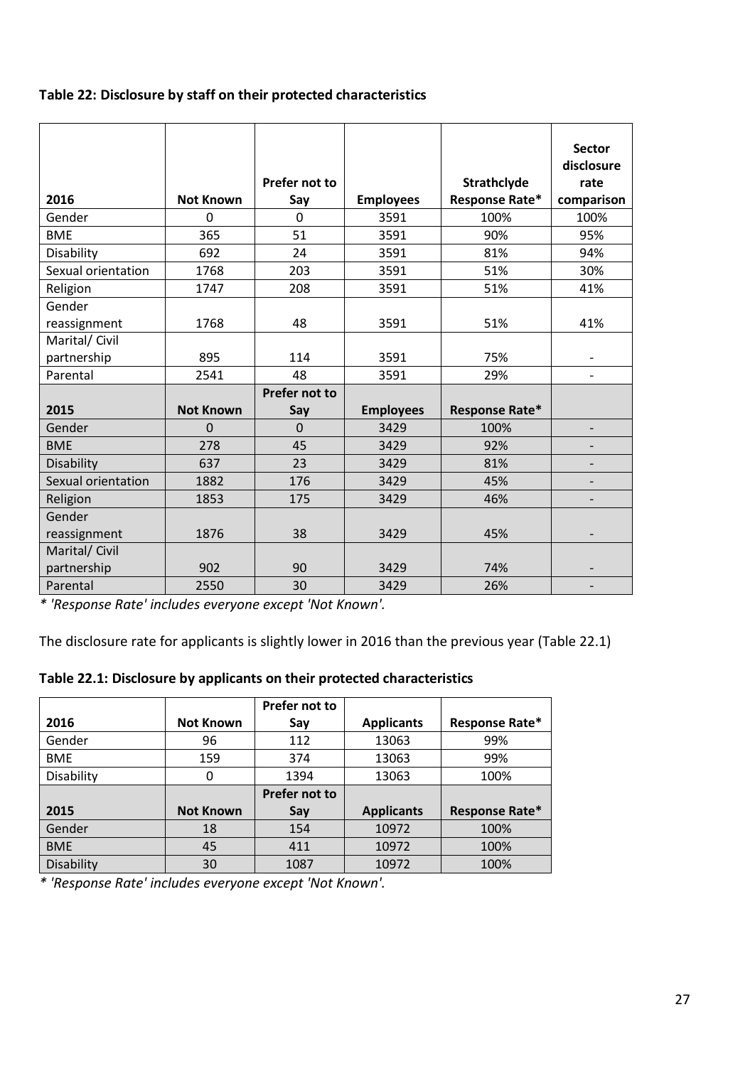**Table 22: Disclosure by staff on their protected characteristics**

| 2016 | Not Known | Prefer not to Say | Employees | Strathclyde Response Rate* | Sector disclosure rate comparison |
|---|---|---|---|---|---|
| Gender | 0 | 0 | 3591 | 100% | 100% |
| BME | 365 | 51 | 3591 | 90% | 95% |
| Disability | 692 | 24 | 3591 | 81% | 94% |
| Sexual orientation | 1768 | 203 | 3591 | 51% | 30% |
| Religion | 1747 | 208 | 3591 | 51% | 41% |
| Gender reassignment | 1768 | 48 | 3591 | 51% | 41% |
| Marital/ Civil partnership | 895 | 114 | 3591 | 75% | - |
| Parental | 2541 | 48 | 3591 | 29% | - |
| **2015** | **Not Known** | **Prefer not to Say** | **Employees** | **Response Rate*** | |
| Gender | 0 | 0 | 3429 | 100% | - |
| BME | 278 | 45 | 3429 | 92% | - |
| Disability | 637 | 23 | 3429 | 81% | - |
| Sexual orientation | 1882 | 176 | 3429 | 45% | - |
| Religion | 1853 | 175 | 3429 | 46% | - |
| Gender reassignment | 1876 | 38 | 3429 | 45% | - |
| Marital/ Civil partnership | 902 | 90 | 3429 | 74% | - |
| Parental | 2550 | 30 | 3429 | 26% | - |

*\* 'Response Rate' includes everyone except 'Not Known'.*

The disclosure rate for applicants is slightly lower in 2016 than the previous year (Table 22.1)

**Table 22.1: Disclosure by applicants on their protected characteristics**

| 2016 | Not Known | Prefer not to Say | Applicants | Response Rate* |
|---|---|---|---|---|
| Gender | 96 | 112 | 13063 | 99% |
| BME | 159 | 374 | 13063 | 99% |
| Disability | 0 | 1394 | 13063 | 100% |
| **2015** | **Not Known** | **Prefer not to Say** | **Applicants** | **Response Rate*** |
| Gender | 18 | 154 | 10972 | 100% |
| BME | 45 | 411 | 10972 | 100% |
| Disability | 30 | 1087 | 10972 | 100% |

*\* 'Response Rate' includes everyone except 'Not Known'.*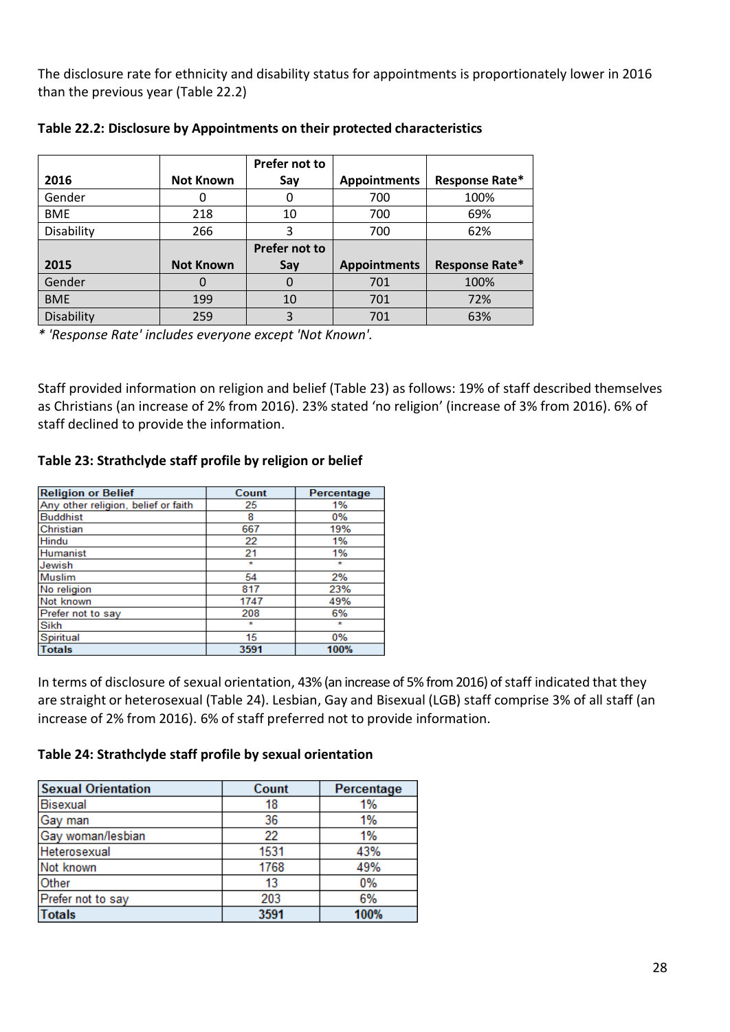The disclosure rate for ethnicity and disability status for appointments is proportionately lower in 2016 than the previous year (Table 22.2)

**Table 22.2: Disclosure by Appointments on their protected characteristics**

| 2016 | Not Known | Prefer not to Say | Appointments | Response Rate* |
|---|---|---|---|---|
| Gender | 0 | 0 | 700 | 100% |
| BME | 218 | 10 | 700 | 69% |
| Disability | 266 | 3 | 700 | 62% |
| **2015** | **Not Known** | **Prefer not to Say** | **Appointments** | **Response Rate*** |
| Gender | 0 | 0 | 701 | 100% |
| BME | 199 | 10 | 701 | 72% |
| Disability | 259 | 3 | 701 | 63% |

*\* 'Response Rate' includes everyone except 'Not Known'.*

Staff provided information on religion and belief (Table 23) as follows: 19% of staff described themselves as Christians (an increase of 2% from 2016). 23% stated 'no religion' (increase of 3% from 2016). 6% of staff declined to provide the information.

**Table 23: Strathclyde staff profile by religion or belief**

| Religion or Belief | Count | Percentage |
|---|---|---|
| Any other religion, belief or faith | 25 | 1% |
| Buddhist | 8 | 0% |
| Christian | 667 | 19% |
| Hindu | 22 | 1% |
| Humanist | 21 | 1% |
| Jewish | * | * |
| Muslim | 54 | 2% |
| No religion | 817 | 23% |
| Not known | 1747 | 49% |
| Prefer not to say | 208 | 6% |
| Sikh | * | * |
| Spiritual | 15 | 0% |
| **Totals** | **3591** | **100%** |

In terms of disclosure of sexual orientation, 43% (an increase of 5% from 2016) of staff indicated that they are straight or heterosexual (Table 24). Lesbian, Gay and Bisexual (LGB) staff comprise 3% of all staff (an increase of 2% from 2016). 6% of staff preferred not to provide information.

**Table 24: Strathclyde staff profile by sexual orientation**

| Sexual Orientation | Count | Percentage |
|---|---|---|
| Bisexual | 18 | 1% |
| Gay man | 36 | 1% |
| Gay woman/lesbian | 22 | 1% |
| Heterosexual | 1531 | 43% |
| Not known | 1768 | 49% |
| Other | 13 | 0% |
| Prefer not to say | 203 | 6% |
| **Totals** | **3591** | **100%** |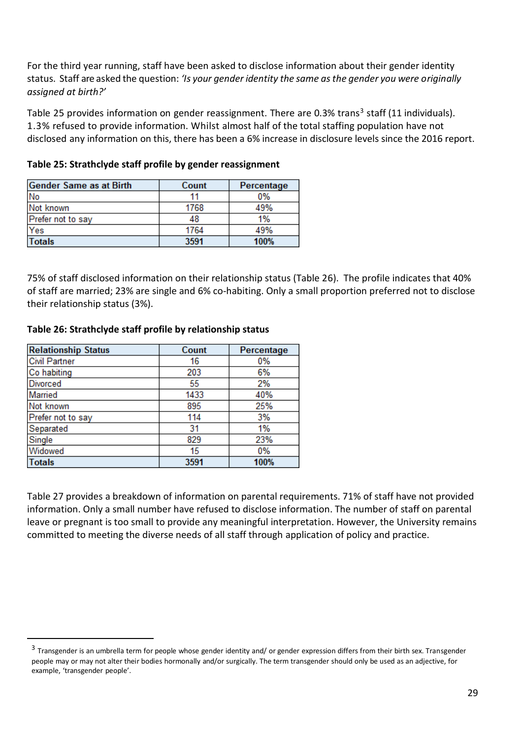For the third year running, staff have been asked to disclose information about their gender identity status. Staff are asked the question: *'Is your gender identity the same as the gender you were originally assigned at birth?'*

Table 25 provides information on gender reassignment. There are 0.3% trans[3] staff (11 individuals). 1.3% refused to provide information. Whilst almost half of the total staffing population have not disclosed any information on this, there has been a 6% increase in disclosure levels since the 2016 report.

**Table 25: Strathclyde staff profile by gender reassignment**

| Gender Same as at Birth | Count | Percentage |
|---|---|---|
| No | 11 | 0% |
| Not known | 1768 | 49% |
| Prefer not to say | 48 | 1% |
| Yes | 1764 | 49% |
| **Totals** | **3591** | **100%** |

75% of staff disclosed information on their relationship status (Table 26). The profile indicates that 40% of staff are married; 23% are single and 6% co-habiting. Only a small proportion preferred not to disclose their relationship status (3%).

**Table 26: Strathclyde staff profile by relationship status**

| Relationship Status | Count | Percentage |
|---|---|---|
| Civil Partner | 16 | 0% |
| Co habiting | 203 | 6% |
| Divorced | 55 | 2% |
| Married | 1433 | 40% |
| Not known | 895 | 25% |
| Prefer not to say | 114 | 3% |
| Separated | 31 | 1% |
| Single | 829 | 23% |
| Widowed | 15 | 0% |
| **Totals** | **3591** | **100%** |

Table 27 provides a breakdown of information on parental requirements. 71% of staff have not provided information. Only a small number have refused to disclose information. The number of staff on parental leave or pregnant is too small to provide any meaningful interpretation. However, the University remains committed to meeting the diverse needs of all staff through application of policy and practice.

[3] Transgender is an umbrella term for people whose gender identity and/ or gender expression differs from their birth sex. Transgender people may or may not alter their bodies hormonally and/or surgically. The term transgender should only be used as an adjective, for example, 'transgender people'.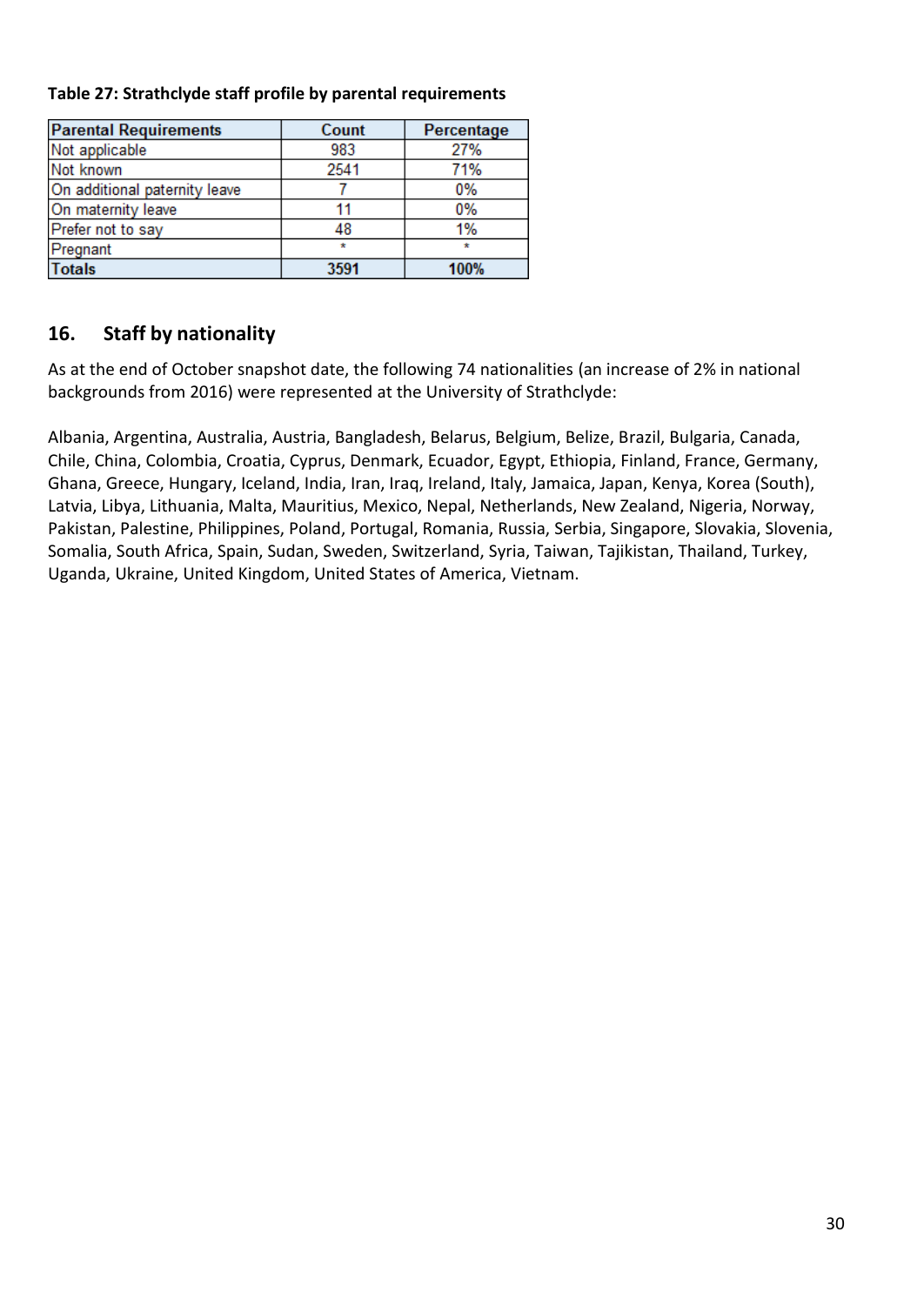**Table 27: Strathclyde staff profile by parental requirements**

| Parental Requirements | Count | Percentage |
|---|---|---|
| Not applicable | 983 | 27% |
| Not known | 2541 | 71% |
| On additional paternity leave | 7 | 0% |
| On maternity leave | 11 | 0% |
| Prefer not to say | 48 | 1% |
| Pregnant | * | * |
| **Totals** | **3591** | **100%** |

## 16. Staff by nationality

As at the end of October snapshot date, the following 74 nationalities (an increase of 2% in national backgrounds from 2016) were represented at the University of Strathclyde:

Albania, Argentina, Australia, Austria, Bangladesh, Belarus, Belgium, Belize, Brazil, Bulgaria, Canada, Chile, China, Colombia, Croatia, Cyprus, Denmark, Ecuador, Egypt, Ethiopia, Finland, France, Germany, Ghana, Greece, Hungary, Iceland, India, Iran, Iraq, Ireland, Italy, Jamaica, Japan, Kenya, Korea (South), Latvia, Libya, Lithuania, Malta, Mauritius, Mexico, Nepal, Netherlands, New Zealand, Nigeria, Norway, Pakistan, Palestine, Philippines, Poland, Portugal, Romania, Russia, Serbia, Singapore, Slovakia, Slovenia, Somalia, South Africa, Spain, Sudan, Sweden, Switzerland, Syria, Taiwan, Tajikistan, Thailand, Turkey, Uganda, Ukraine, United Kingdom, United States of America, Vietnam.